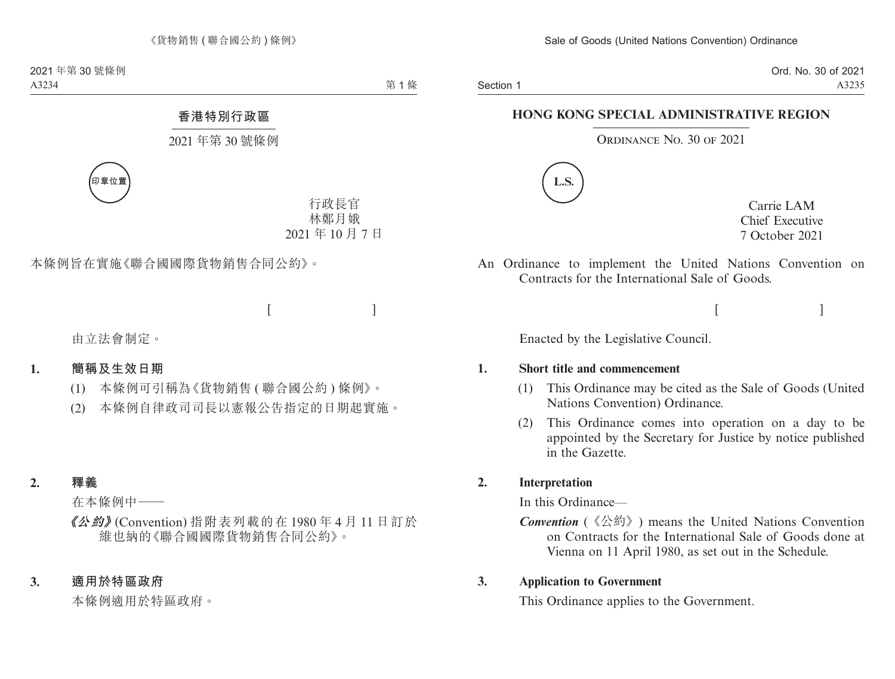# 香港特別行政區

## 2021 年第 30 號條例

印章位置

行政長官
林鄭月娥
2021 年 10 月 7 日

本條例旨在實施《聯合國國際貨物銷售合同公約》。

[ ]

由立法會制定。

**1. 簡稱及生效日期**

(1) 本條例可引稱為《貨物銷售 (聯合國公約) 條例》。

(2) 本條例自律政司司長以憲報公告指定的日期起實施。

**2. 釋義**

在本條例中——

***《公約》*** (Convention) 指附表列載的在 1980 年 4 月 11 日訂於維也納的《聯合國國際貨物銷售合同公約》。

**3. 適用於特區政府**

本條例適用於特區政府。

# HONG KONG SPECIAL ADMINISTRATIVE REGION

## ORDINANCE NO. 30 OF 2021

L.S.

Carrie LAM
Chief Executive
7 October 2021

An Ordinance to implement the United Nations Convention on Contracts for the International Sale of Goods.

[ ]

Enacted by the Legislative Council.

**1. Short title and commencement**

(1) This Ordinance may be cited as the Sale of Goods (United Nations Convention) Ordinance.

(2) This Ordinance comes into operation on a day to be appointed by the Secretary for Justice by notice published in the Gazette.

**2. Interpretation**

In this Ordinance—

***Convention*** (《公約》) means the United Nations Convention on Contracts for the International Sale of Goods done at Vienna on 11 April 1980, as set out in the Schedule.

**3. Application to Government**

This Ordinance applies to the Government.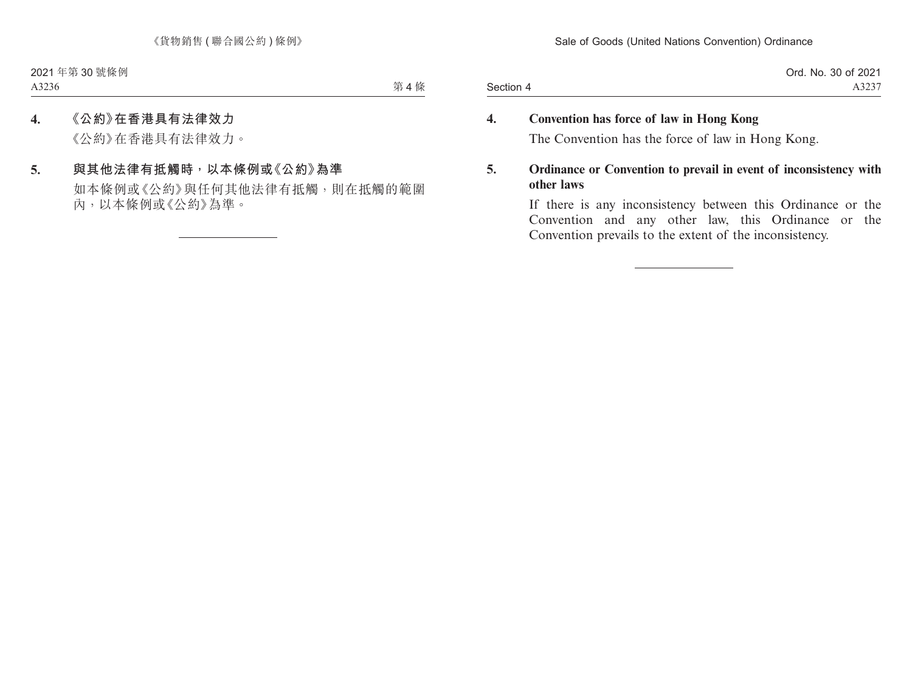**4. 《公約》在香港具有法律效力**

《公約》在香港具有法律效力。

**5. 與其他法律有抵觸時，以本條例或《公約》為準**

如本條例或《公約》與任何其他法律有抵觸，則在抵觸的範圍內，以本條例或《公約》為準。

---

**4. Convention has force of law in Hong Kong**

The Convention has the force of law in Hong Kong.

**5. Ordinance or Convention to prevail in event of inconsistency with other laws**

If there is any inconsistency between this Ordinance or the Convention and any other law, this Ordinance or the Convention prevails to the extent of the inconsistency.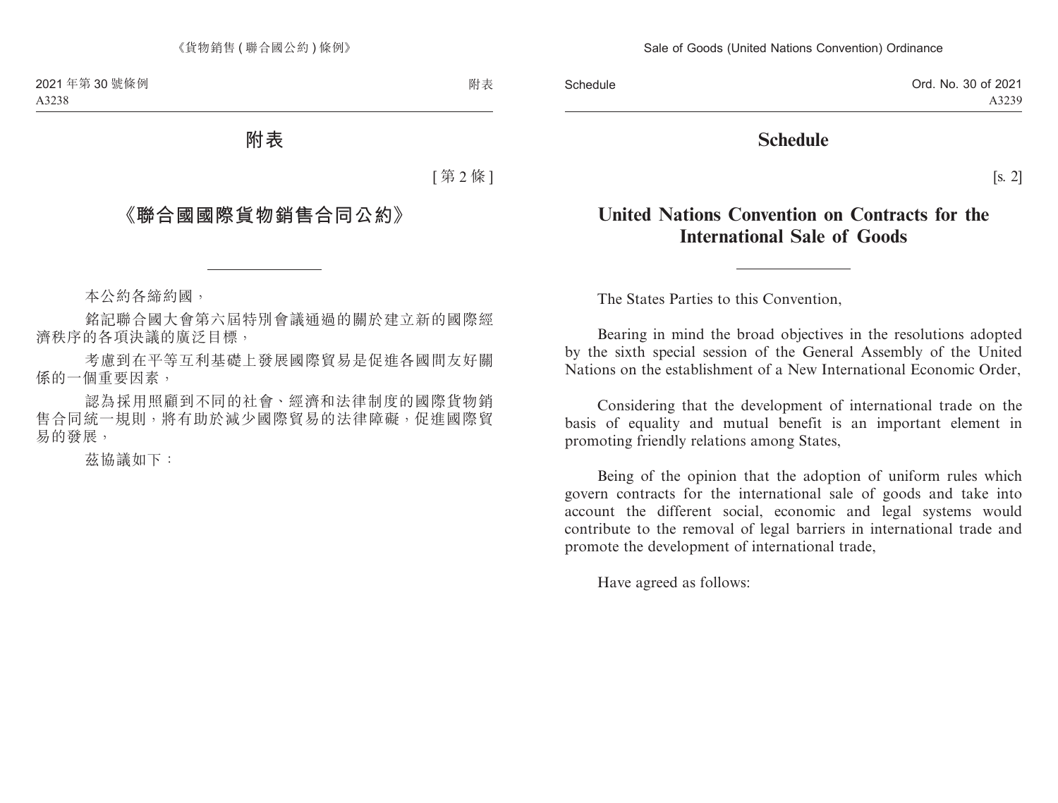# 附表

[ 第 2 條 ]

## 《聯合國國際貨物銷售合同公約》

---

本公約各締約國，

銘記聯合國大會第六屆特別會議通過的關於建立新的國際經濟秩序的各項決議的廣泛目標，

考慮到在平等互利基礎上發展國際貿易是促進各國間友好關係的一個重要因素，

認為採用照顧到不同的社會、經濟和法律制度的國際貨物銷售合同統一規則，將有助於減少國際貿易的法律障礙，促進國際貿易的發展，

茲協議如下：

# Schedule

[s. 2]

## United Nations Convention on Contracts for the International Sale of Goods

---

The States Parties to this Convention,

Bearing in mind the broad objectives in the resolutions adopted by the sixth special session of the General Assembly of the United Nations on the establishment of a New International Economic Order,

Considering that the development of international trade on the basis of equality and mutual benefit is an important element in promoting friendly relations among States,

Being of the opinion that the adoption of uniform rules which govern contracts for the international sale of goods and take into account the different social, economic and legal systems would contribute to the removal of legal barriers in international trade and promote the development of international trade,

Have agreed as follows: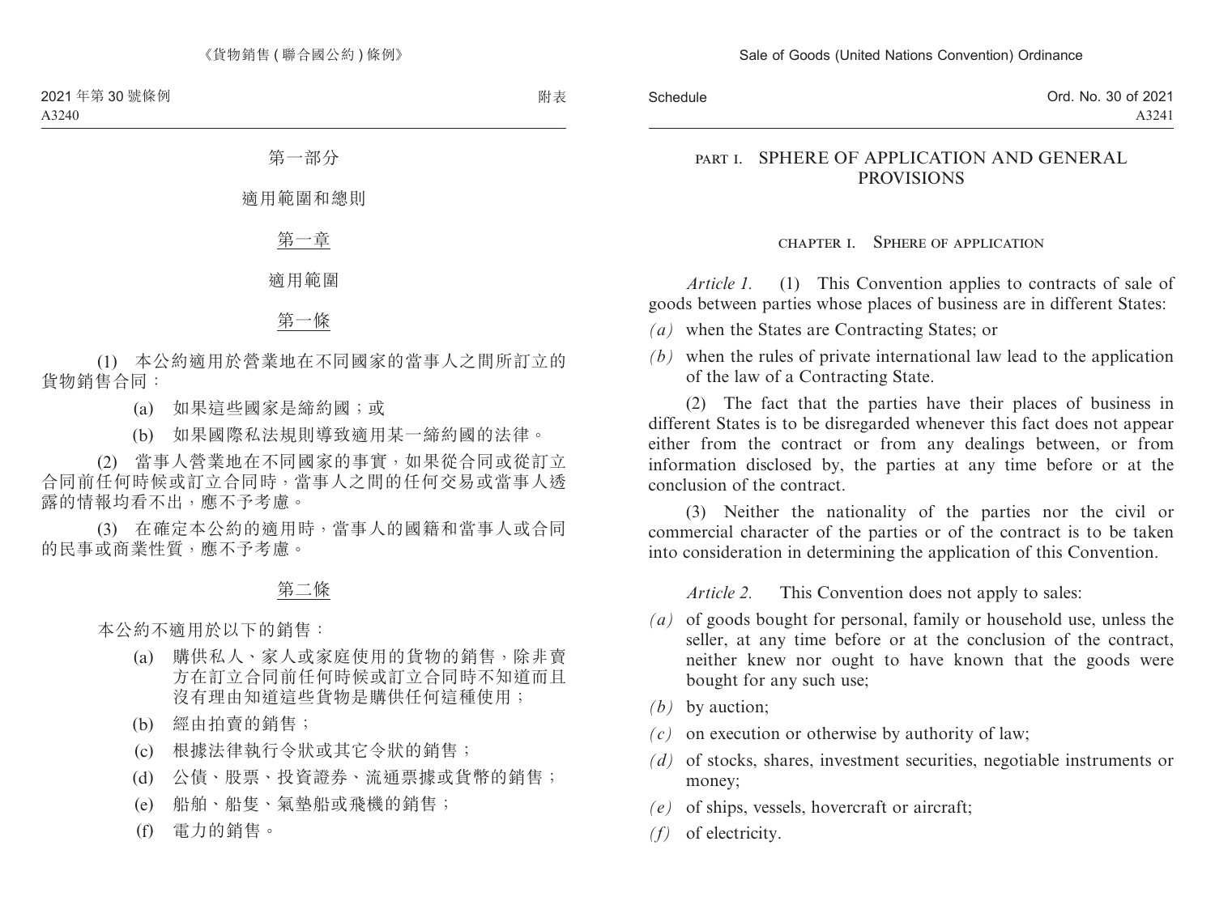# 第一部分

# 適用範圍和總則

## 第一章

## 適用範圍

### 第一條

(1) 本公約適用於營業地在不同國家的當事人之間所訂立的貨物銷售合同：

(a) 如果這些國家是締約國；或

(b) 如果國際私法規則導致適用某一締約國的法律。

(2) 當事人營業地在不同國家的事實，如果從合同或從訂立合同前任何時候或訂立合同時，當事人之間的任何交易或當事人透露的情報均看不出，應不予考慮。

(3) 在確定本公約的適用時，當事人的國籍和當事人或合同的民事或商業性質，應不予考慮。

### 第二條

本公約不適用於以下的銷售：

(a) 購供私人、家人或家庭使用的貨物的銷售，除非賣方在訂立合同前任何時候或訂立合同時不知道而且沒有理由知道這些貨物是購供任何這種使用；

(b) 經由拍賣的銷售；

(c) 根據法律執行令狀或其它令狀的銷售；

(d) 公債、股票、投資證券、流通票據或貨幣的銷售；

(e) 船舶、船隻、氣墊船或飛機的銷售；

(f) 電力的銷售。

# PART I. SPHERE OF APPLICATION AND GENERAL PROVISIONS

## CHAPTER I. SPHERE OF APPLICATION

*Article 1.* (1) This Convention applies to contracts of sale of goods between parties whose places of business are in different States:

*(a)* when the States are Contracting States; or

*(b)* when the rules of private international law lead to the application of the law of a Contracting State.

(2) The fact that the parties have their places of business in different States is to be disregarded whenever this fact does not appear either from the contract or from any dealings between, or from information disclosed by, the parties at any time before or at the conclusion of the contract.

(3) Neither the nationality of the parties nor the civil or commercial character of the parties or of the contract is to be taken into consideration in determining the application of this Convention.

*Article 2.* This Convention does not apply to sales:

*(a)* of goods bought for personal, family or household use, unless the seller, at any time before or at the conclusion of the contract, neither knew nor ought to have known that the goods were bought for any such use;

*(b)* by auction;

*(c)* on execution or otherwise by authority of law;

*(d)* of stocks, shares, investment securities, negotiable instruments or money;

*(e)* of ships, vessels, hovercraft or aircraft;

*(f)* of electricity.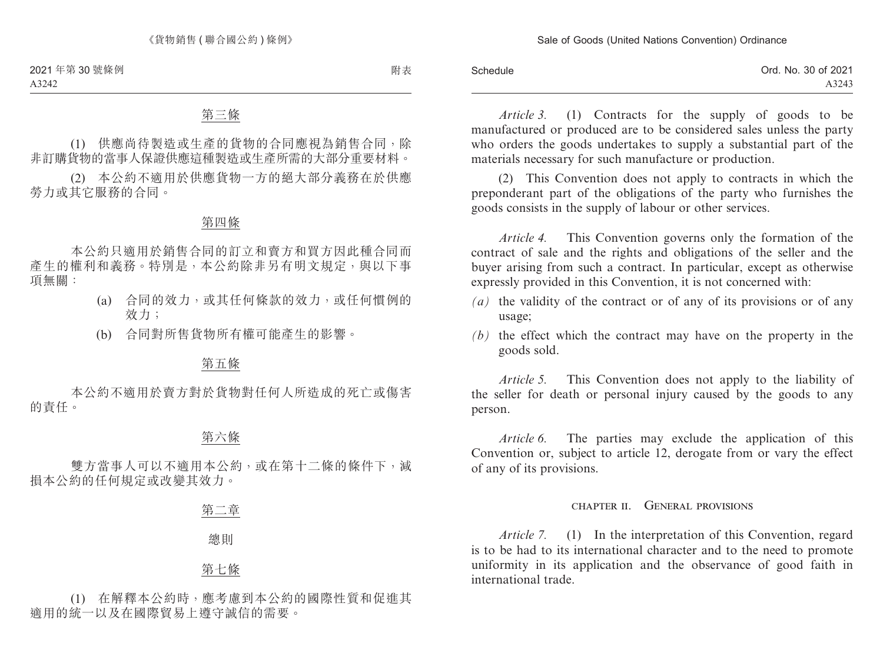第三條

(1) 供應尚待製造或生產的貨物的合同應視為銷售合同，除非訂購貨物的當事人保證供應這種製造或生產所需的大部分重要材料。

(2) 本公約不適用於供應貨物一方的絕大部分義務在於供應勞力或其它服務的合同。

第四條

本公約只適用於銷售合同的訂立和賣方和買方因此種合同而產生的權利和義務。特別是，本公約除非另有明文規定，與以下事項無關：

(a) 合同的效力，或其任何條款的效力，或任何慣例的效力；

(b) 合同對所售貨物所有權可能產生的影響。

第五條

本公約不適用於賣方對於貨物對任何人所造成的死亡或傷害的責任。

第六條

雙方當事人可以不適用本公約，或在第十二條的條件下，減損本公約的任何規定或改變其效力。

第二章

總則

第七條

(1) 在解釋本公約時，應考慮到本公約的國際性質和促進其適用的統一以及在國際貿易上遵守誠信的需要。

*Article 3.* (1) Contracts for the supply of goods to be manufactured or produced are to be considered sales unless the party who orders the goods undertakes to supply a substantial part of the materials necessary for such manufacture or production.

(2) This Convention does not apply to contracts in which the preponderant part of the obligations of the party who furnishes the goods consists in the supply of labour or other services.

*Article 4.* This Convention governs only the formation of the contract of sale and the rights and obligations of the seller and the buyer arising from such a contract. In particular, except as otherwise expressly provided in this Convention, it is not concerned with:

*(a)* the validity of the contract or of any of its provisions or of any usage;

*(b)* the effect which the contract may have on the property in the goods sold.

*Article 5.* This Convention does not apply to the liability of the seller for death or personal injury caused by the goods to any person.

*Article 6.* The parties may exclude the application of this Convention or, subject to article 12, derogate from or vary the effect of any of its provisions.

CHAPTER II. GENERAL PROVISIONS

*Article 7.* (1) In the interpretation of this Convention, regard is to be had to its international character and to the need to promote uniformity in its application and the observance of good faith in international trade.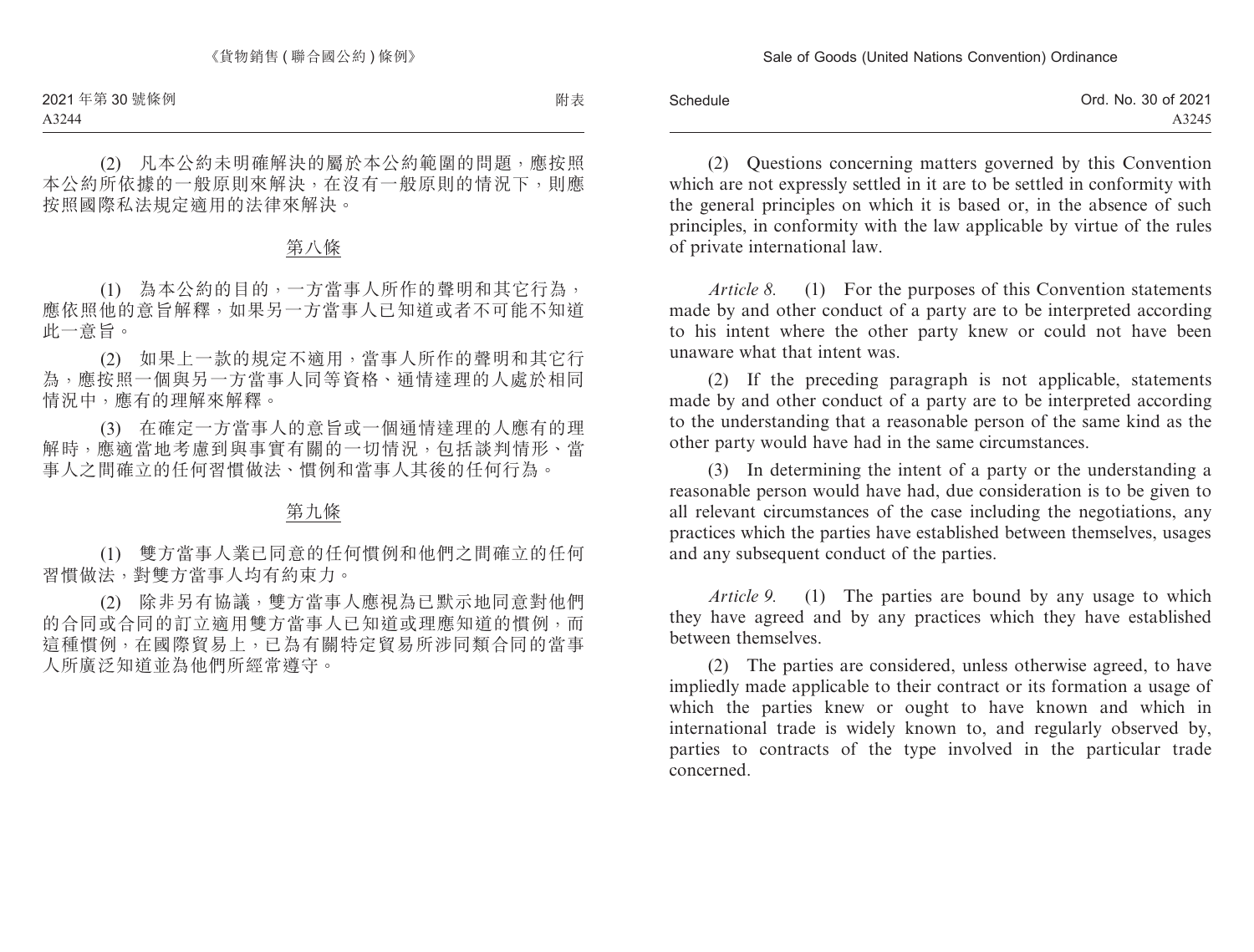(2) 凡本公約未明確解決的屬於本公約範圍的問題，應按照本公約所依據的一般原則來解決，在沒有一般原則的情況下，則應按照國際私法規定適用的法律來解決。

## 第八條

(1) 為本公約的目的，一方當事人所作的聲明和其它行為，應依照他的意旨解釋，如果另一方當事人已知道或者不可能不知道此一意旨。

(2) 如果上一款的規定不適用，當事人所作的聲明和其它行為，應按照一個與另一方當事人同等資格、通情達理的人處於相同情況中，應有的理解來解釋。

(3) 在確定一方當事人的意旨或一個通情達理的人應有的理解時，應適當地考慮到與事實有關的一切情況，包括談判情形、當事人之間確立的任何習慣做法、慣例和當事人其後的任何行為。

## 第九條

(1) 雙方當事人業已同意的任何慣例和他們之間確立的任何習慣做法，對雙方當事人均有約束力。

(2) 除非另有協議，雙方當事人應視為已默示地同意對他們的合同或合同的訂立適用雙方當事人已知道或理應知道的慣例，而這種慣例，在國際貿易上，已為有關特定貿易所涉同類合同的當事人所廣泛知道並為他們所經常遵守。

(2) Questions concerning matters governed by this Convention which are not expressly settled in it are to be settled in conformity with the general principles on which it is based or, in the absence of such principles, in conformity with the law applicable by virtue of the rules of private international law.

*Article 8.* (1) For the purposes of this Convention statements made by and other conduct of a party are to be interpreted according to his intent where the other party knew or could not have been unaware what that intent was.

(2) If the preceding paragraph is not applicable, statements made by and other conduct of a party are to be interpreted according to the understanding that a reasonable person of the same kind as the other party would have had in the same circumstances.

(3) In determining the intent of a party or the understanding a reasonable person would have had, due consideration is to be given to all relevant circumstances of the case including the negotiations, any practices which the parties have established between themselves, usages and any subsequent conduct of the parties.

*Article 9.* (1) The parties are bound by any usage to which they have agreed and by any practices which they have established between themselves.

(2) The parties are considered, unless otherwise agreed, to have impliedly made applicable to their contract or its formation a usage of which the parties knew or ought to have known and which in international trade is widely known to, and regularly observed by, parties to contracts of the type involved in the particular trade concerned.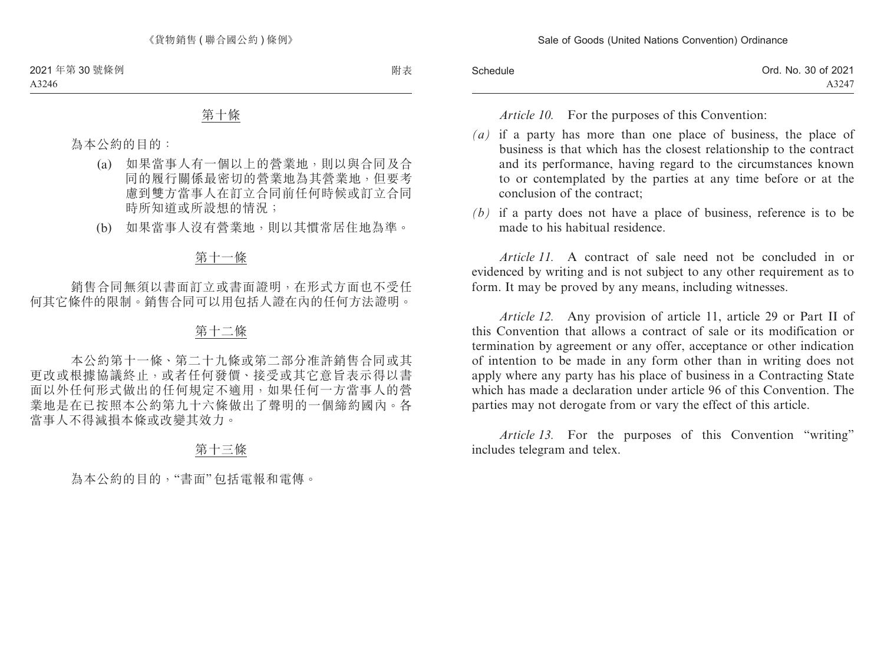## 第十條

為本公約的目的：

(a) 如果當事人有一個以上的營業地，則以與合同及合同的履行關係最密切的營業地為其營業地，但要考慮到雙方當事人在訂立合同前任何時候或訂立合同時所知道或所設想的情況；

(b) 如果當事人沒有營業地，則以其慣常居住地為準。

## 第十一條

銷售合同無須以書面訂立或書面證明，在形式方面也不受任何其它條件的限制。銷售合同可以用包括人證在內的任何方法證明。

## 第十二條

本公約第十一條、第二十九條或第二部分准許銷售合同或其更改或根據協議終止，或者任何發價、接受或其它意旨表示得以書面以外任何形式做出的任何規定不適用，如果任何一方當事人的營業地是在已按照本公約第九十六條做出了聲明的一個締約國內。各當事人不得減損本條或改變其效力。

## 第十三條

為本公約的目的，“書面”包括電報和電傳。

*Article 10.* For the purposes of this Convention:

*(a)* if a party has more than one place of business, the place of business is that which has the closest relationship to the contract and its performance, having regard to the circumstances known to or contemplated by the parties at any time before or at the conclusion of the contract;

*(b)* if a party does not have a place of business, reference is to be made to his habitual residence.

*Article 11.* A contract of sale need not be concluded in or evidenced by writing and is not subject to any other requirement as to form. It may be proved by any means, including witnesses.

*Article 12.* Any provision of article 11, article 29 or Part II of this Convention that allows a contract of sale or its modification or termination by agreement or any offer, acceptance or other indication of intention to be made in any form other than in writing does not apply where any party has his place of business in a Contracting State which has made a declaration under article 96 of this Convention. The parties may not derogate from or vary the effect of this article.

*Article 13.* For the purposes of this Convention “writing” includes telegram and telex.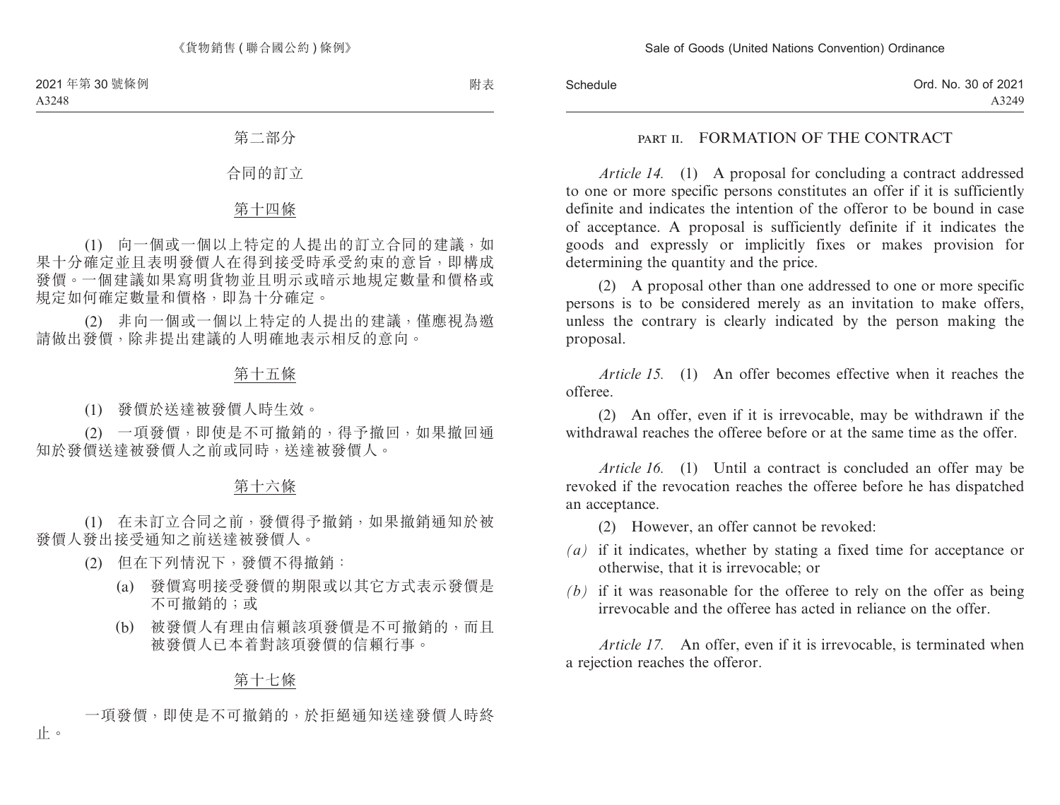## 第二部分

## 合同的訂立

### 第十四條

(1) 向一個或一個以上特定的人提出的訂立合同的建議，如果十分確定並且表明發價人在得到接受時承受約束的意旨，即構成發價。一個建議如果寫明貨物並且明示或暗示地規定數量和價格或規定如何確定數量和價格，即為十分確定。

(2) 非向一個或一個以上特定的人提出的建議，僅應視為邀請做出發價，除非提出建議的人明確地表示相反的意向。

### 第十五條

(1) 發價於送達被發價人時生效。

(2) 一項發價，即使是不可撤銷的，得予撤回，如果撤回通知於發價送達被發價人之前或同時，送達被發價人。

### 第十六條

(1) 在未訂立合同之前，發價得予撤銷，如果撤銷通知於被發價人發出接受通知之前送達被發價人。

(2) 但在下列情況下，發價不得撤銷：

(a) 發價寫明接受發價的期限或以其它方式表示發價是不可撤銷的；或

(b) 被發價人有理由信賴該項發價是不可撤銷的，而且被發價人已本着對該項發價的信賴行事。

### 第十七條

一項發價，即使是不可撤銷的，於拒絕通知送達發價人時終止。

## PART II. FORMATION OF THE CONTRACT

*Article 14.* (1) A proposal for concluding a contract addressed to one or more specific persons constitutes an offer if it is sufficiently definite and indicates the intention of the offeror to be bound in case of acceptance. A proposal is sufficiently definite if it indicates the goods and expressly or implicitly fixes or makes provision for determining the quantity and the price.

(2) A proposal other than one addressed to one or more specific persons is to be considered merely as an invitation to make offers, unless the contrary is clearly indicated by the person making the proposal.

*Article 15.* (1) An offer becomes effective when it reaches the offeree.

(2) An offer, even if it is irrevocable, may be withdrawn if the withdrawal reaches the offeree before or at the same time as the offer.

*Article 16.* (1) Until a contract is concluded an offer may be revoked if the revocation reaches the offeree before he has dispatched an acceptance.

(2) However, an offer cannot be revoked:

*(a)* if it indicates, whether by stating a fixed time for acceptance or otherwise, that it is irrevocable; or

*(b)* if it was reasonable for the offeree to rely on the offer as being irrevocable and the offeree has acted in reliance on the offer.

*Article 17.* An offer, even if it is irrevocable, is terminated when a rejection reaches the offeror.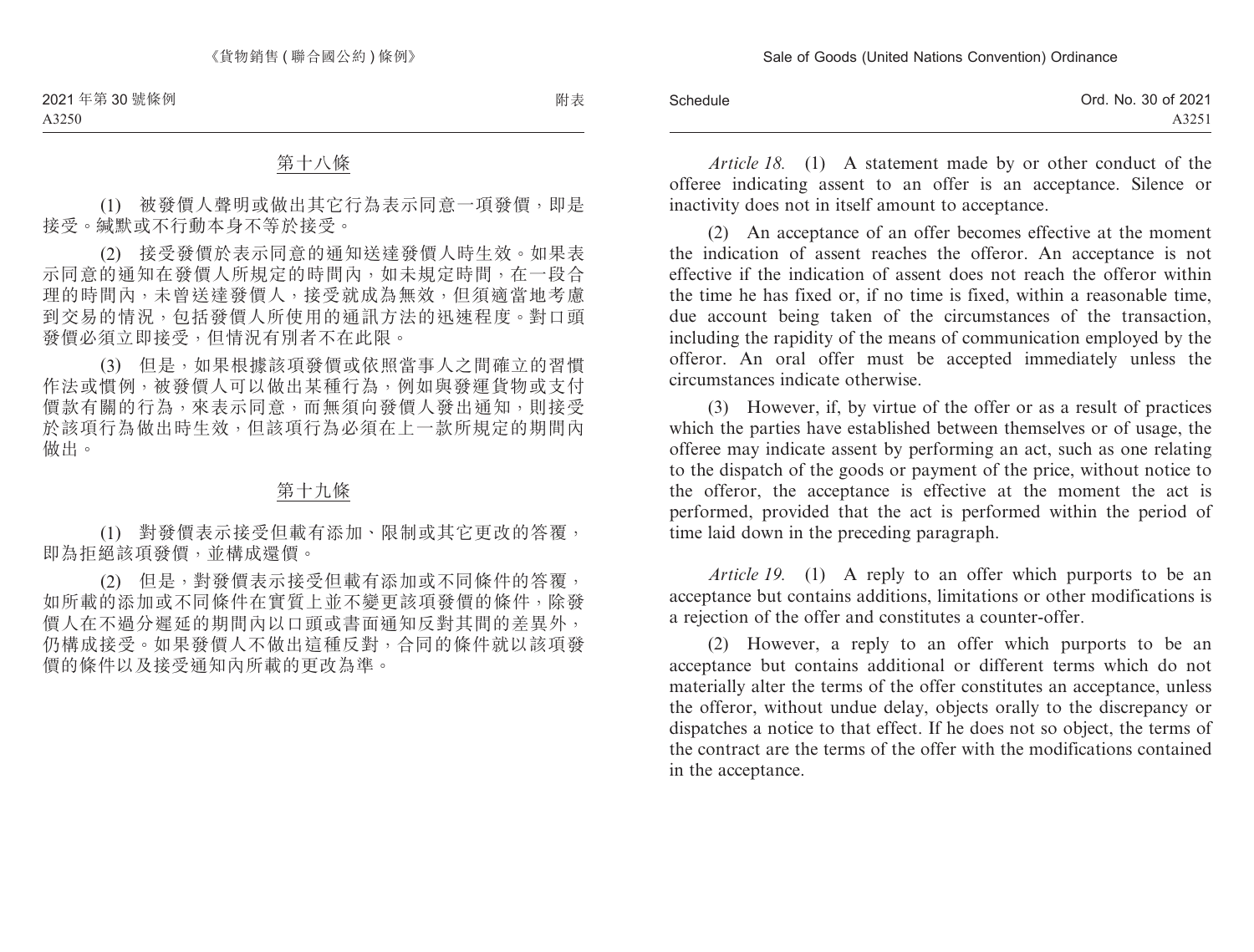## 第十八條

(1) 被發價人聲明或做出其它行為表示同意一項發價，即是接受。緘默或不行動本身不等於接受。

(2) 接受發價於表示同意的通知送達發價人時生效。如果表示同意的通知在發價人所規定的時間內，如未規定時間，在一段合理的時間內，未曾送達發價人，接受就成為無效，但須適當地考慮到交易的情況，包括發價人所使用的通訊方法的迅速程度。對口頭發價必須立即接受，但情況有別者不在此限。

(3) 但是，如果根據該項發價或依照當事人之間確立的習慣作法或慣例，被發價人可以做出某種行為，例如與發運貨物或支付價款有關的行為，來表示同意，而無須向發價人發出通知，則接受於該項行為做出時生效，但該項行為必須在上一款所規定的期間內做出。

## 第十九條

(1) 對發價表示接受但載有添加、限制或其它更改的答覆，即為拒絕該項發價，並構成還價。

(2) 但是，對發價表示接受但載有添加或不同條件的答覆，如所載的添加或不同條件在實質上並不變更該項發價的條件，除發價人在不過分遲延的期間內以口頭或書面通知反對其間的差異外，仍構成接受。如果發價人不做出這種反對，合同的條件就以該項發價的條件以及接受通知內所載的更改為準。

*Article 18.* (1) A statement made by or other conduct of the offeree indicating assent to an offer is an acceptance. Silence or inactivity does not in itself amount to acceptance.

(2) An acceptance of an offer becomes effective at the moment the indication of assent reaches the offeror. An acceptance is not effective if the indication of assent does not reach the offeror within the time he has fixed or, if no time is fixed, within a reasonable time, due account being taken of the circumstances of the transaction, including the rapidity of the means of communication employed by the offeror. An oral offer must be accepted immediately unless the circumstances indicate otherwise.

(3) However, if, by virtue of the offer or as a result of practices which the parties have established between themselves or of usage, the offeree may indicate assent by performing an act, such as one relating to the dispatch of the goods or payment of the price, without notice to the offeror, the acceptance is effective at the moment the act is performed, provided that the act is performed within the period of time laid down in the preceding paragraph.

*Article 19.* (1) A reply to an offer which purports to be an acceptance but contains additions, limitations or other modifications is a rejection of the offer and constitutes a counter-offer.

(2) However, a reply to an offer which purports to be an acceptance but contains additional or different terms which do not materially alter the terms of the offer constitutes an acceptance, unless the offeror, without undue delay, objects orally to the discrepancy or dispatches a notice to that effect. If he does not so object, the terms of the contract are the terms of the offer with the modifications contained in the acceptance.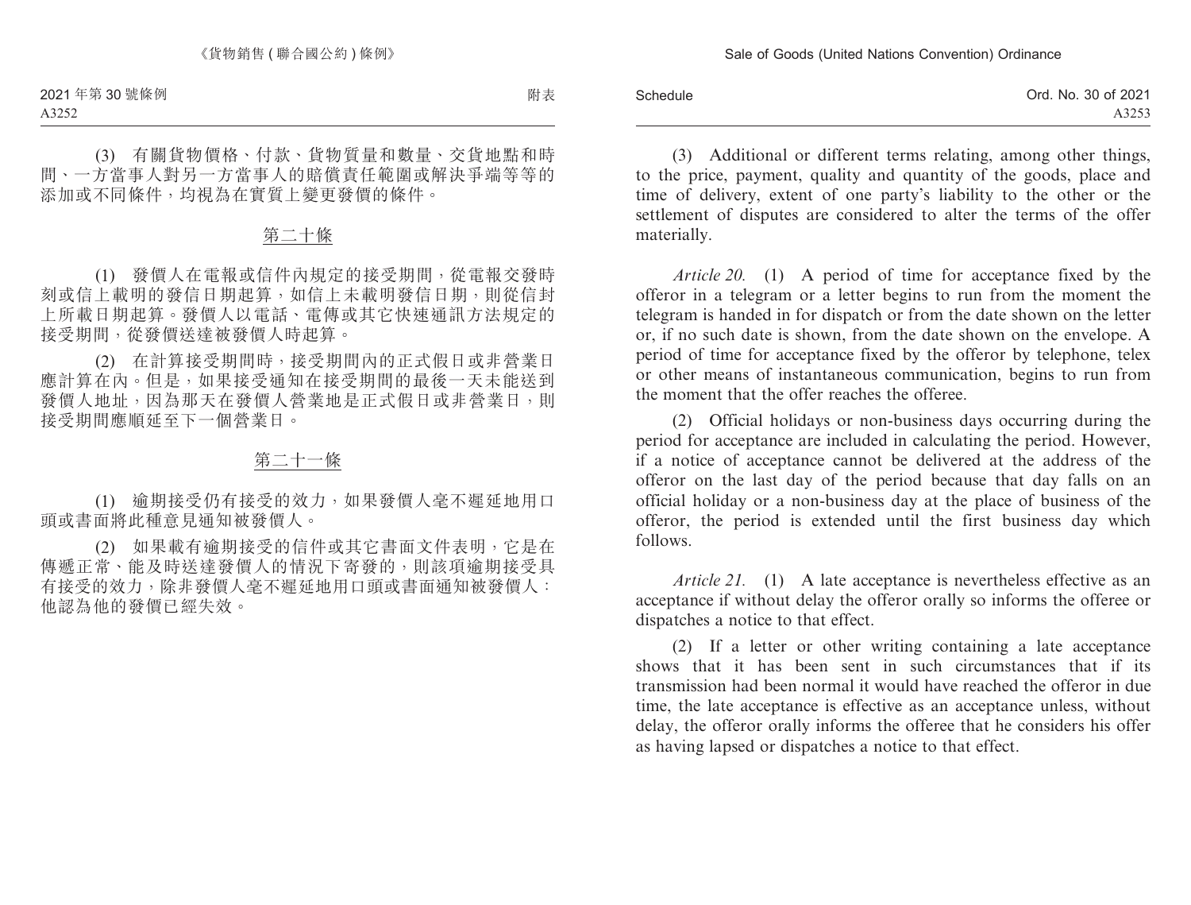(3) 有關貨物價格、付款、貨物質量和數量、交貨地點和時間、一方當事人對另一方當事人的賠償責任範圍或解決爭端等等的添加或不同條件，均視為在實質上變更發價的條件。

## 第二十條

(1) 發價人在電報或信件內規定的接受期間，從電報交發時刻或信上載明的發信日期起算，如信上未載明發信日期，則從信封上所載日期起算。發價人以電話、電傳或其它快速通訊方法規定的接受期間，從發價送達被發價人時起算。

(2) 在計算接受期間時，接受期間內的正式假日或非營業日應計算在內。但是，如果接受通知在接受期間的最後一天未能送到發價人地址，因為那天在發價人營業地是正式假日或非營業日，則接受期間應順延至下一個營業日。

## 第二十一條

(1) 逾期接受仍有接受的效力，如果發價人毫不遲延地用口頭或書面將此種意見通知被發價人。

(2) 如果載有逾期接受的信件或其它書面文件表明，它是在傳遞正常、能及時送達發價人的情況下寄發的，則該項逾期接受具有接受的效力，除非發價人毫不遲延地用口頭或書面通知被發價人：他認為他的發價已經失效。

(3) Additional or different terms relating, among other things, to the price, payment, quality and quantity of the goods, place and time of delivery, extent of one party's liability to the other or the settlement of disputes are considered to alter the terms of the offer materially.

*Article 20.* (1) A period of time for acceptance fixed by the offeror in a telegram or a letter begins to run from the moment the telegram is handed in for dispatch or from the date shown on the letter or, if no such date is shown, from the date shown on the envelope. A period of time for acceptance fixed by the offeror by telephone, telex or other means of instantaneous communication, begins to run from the moment that the offer reaches the offeree.

(2) Official holidays or non-business days occurring during the period for acceptance are included in calculating the period. However, if a notice of acceptance cannot be delivered at the address of the offeror on the last day of the period because that day falls on an official holiday or a non-business day at the place of business of the offeror, the period is extended until the first business day which follows.

*Article 21.* (1) A late acceptance is nevertheless effective as an acceptance if without delay the offeror orally so informs the offeree or dispatches a notice to that effect.

(2) If a letter or other writing containing a late acceptance shows that it has been sent in such circumstances that if its transmission had been normal it would have reached the offeror in due time, the late acceptance is effective as an acceptance unless, without delay, the offeror orally informs the offeree that he considers his offer as having lapsed or dispatches a notice to that effect.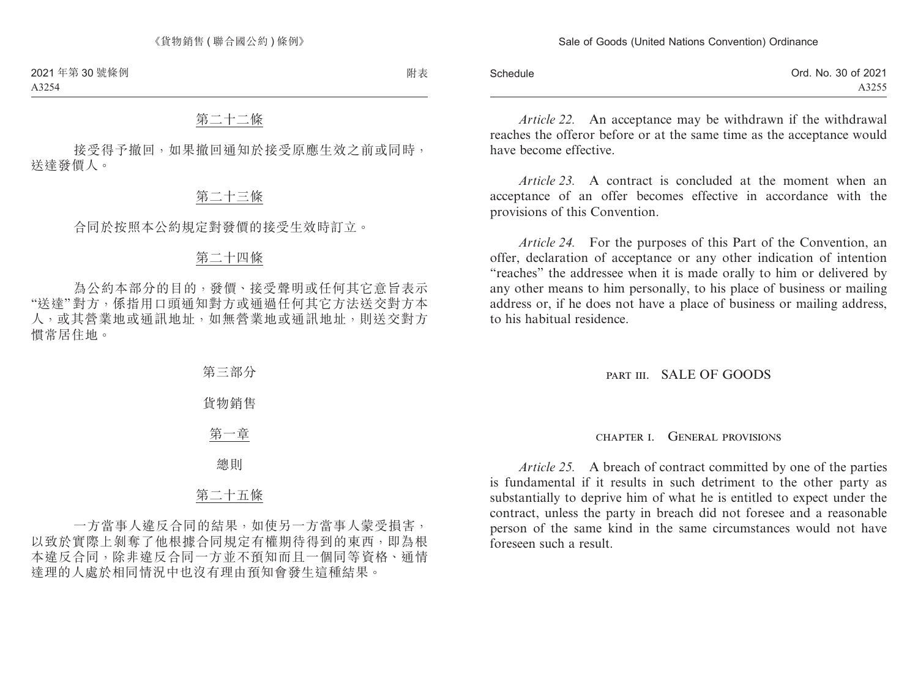第二十二條

接受得予撤回，如果撤回通知於接受原應生效之前或同時，送達發價人。

第二十三條

合同於按照本公約規定對發價的接受生效時訂立。

第二十四條

為公約本部分的目的，發價、接受聲明或任何其它意旨表示“送達”對方，係指用口頭通知對方或通過任何其它方法送交對方本人，或其營業地或通訊地址，如無營業地或通訊地址，則送交對方慣常居住地。

# 第三部分

# 貨物銷售

## 第一章

## 總則

第二十五條

一方當事人違反合同的結果，如使另一方當事人蒙受損害，以致於實際上剝奪了他根據合同規定有權期待得到的東西，即為根本違反合同，除非違反合同一方並不預知而且一個同等資格、通情達理的人處於相同情況中也沒有理由預知會發生這種結果。

*Article 22.* An acceptance may be withdrawn if the withdrawal reaches the offeror before or at the same time as the acceptance would have become effective.

*Article 23.* A contract is concluded at the moment when an acceptance of an offer becomes effective in accordance with the provisions of this Convention.

*Article 24.* For the purposes of this Part of the Convention, an offer, declaration of acceptance or any other indication of intention "reaches" the addressee when it is made orally to him or delivered by any other means to him personally, to his place of business or mailing address or, if he does not have a place of business or mailing address, to his habitual residence.

# PART III. SALE OF GOODS

## CHAPTER I. GENERAL PROVISIONS

*Article 25.* A breach of contract committed by one of the parties is fundamental if it results in such detriment to the other party as substantially to deprive him of what he is entitled to expect under the contract, unless the party in breach did not foresee and a reasonable person of the same kind in the same circumstances would not have foreseen such a result.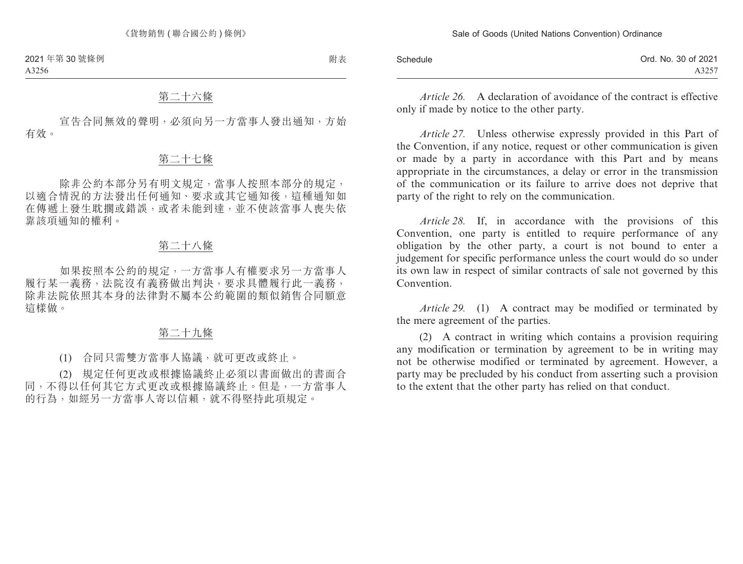### 第二十六條

宣告合同無效的聲明，必須向另一方當事人發出通知，方始有效。

### 第二十七條

除非公約本部分另有明文規定，當事人按照本部分的規定，以適合情況的方法發出任何通知、要求或其它通知後，這種通知如在傳遞上發生耽擱或錯誤，或者未能到達，並不使該當事人喪失依靠該項通知的權利。

### 第二十八條

如果按照本公約的規定，一方當事人有權要求另一方當事人履行某一義務，法院沒有義務做出判決，要求具體履行此一義務，除非法院依照其本身的法律對不屬本公約範圍的類似銷售合同願意這樣做。

### 第二十九條

(1) 合同只需雙方當事人協議，就可更改或終止。

(2) 規定任何更改或根據協議終止必須以書面做出的書面合同，不得以任何其它方式更改或根據協議終止。但是，一方當事人的行為，如經另一方當事人寄以信賴，就不得堅持此項規定。

*Article 26.* A declaration of avoidance of the contract is effective only if made by notice to the other party.

*Article 27.* Unless otherwise expressly provided in this Part of the Convention, if any notice, request or other communication is given or made by a party in accordance with this Part and by means appropriate in the circumstances, a delay or error in the transmission of the communication or its failure to arrive does not deprive that party of the right to rely on the communication.

*Article 28.* If, in accordance with the provisions of this Convention, one party is entitled to require performance of any obligation by the other party, a court is not bound to enter a judgement for specific performance unless the court would do so under its own law in respect of similar contracts of sale not governed by this Convention.

*Article 29.* (1) A contract may be modified or terminated by the mere agreement of the parties.

(2) A contract in writing which contains a provision requiring any modification or termination by agreement to be in writing may not be otherwise modified or terminated by agreement. However, a party may be precluded by his conduct from asserting such a provision to the extent that the other party has relied on that conduct.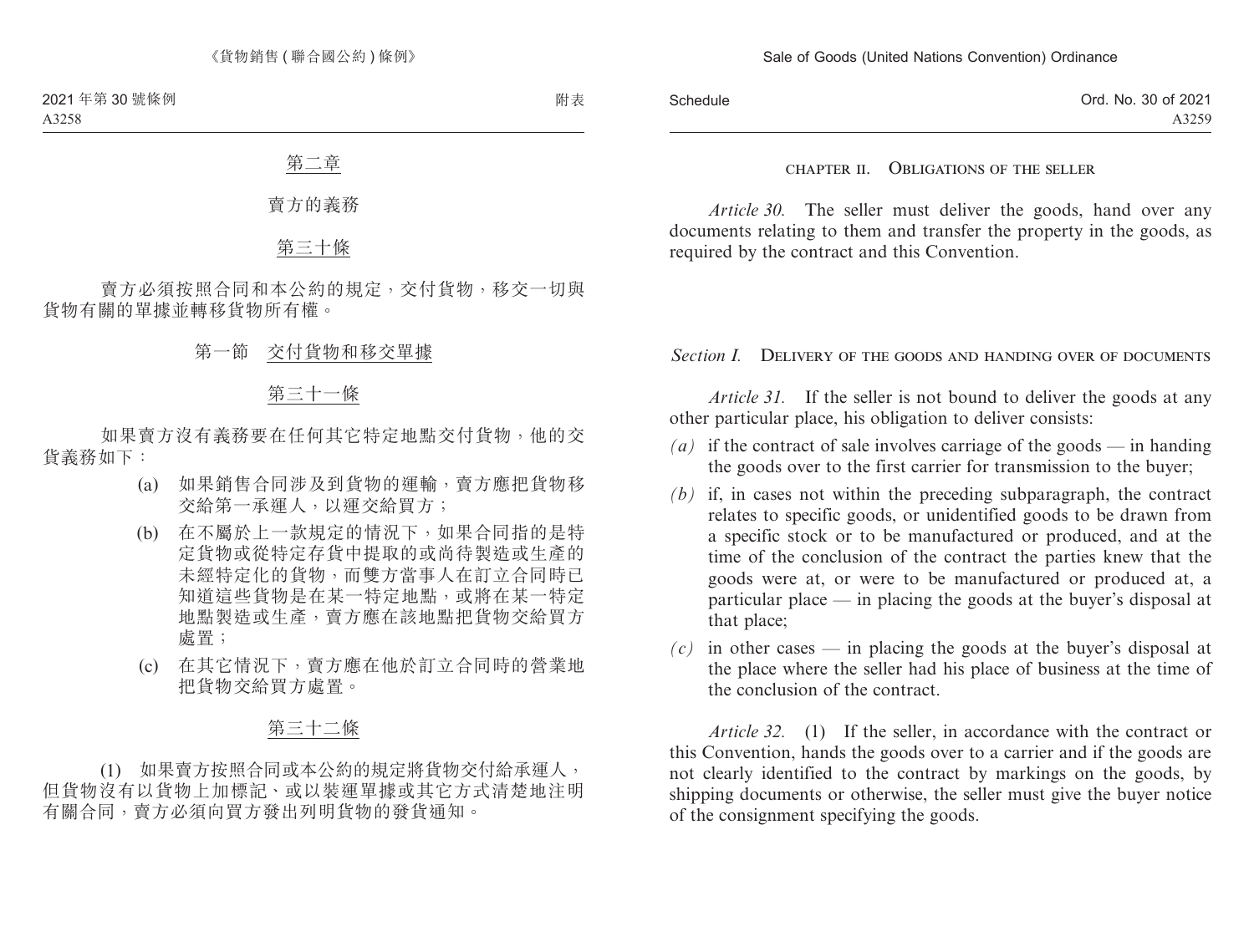## 第二章

## 賣方的義務

### 第三十條

賣方必須按照合同和本公約的規定，交付貨物，移交一切與貨物有關的單據並轉移貨物所有權。

### 第一節　交付貨物和移交單據

### 第三十一條

如果賣方沒有義務要在任何其它特定地點交付貨物，他的交貨義務如下：

(a) 如果銷售合同涉及到貨物的運輸，賣方應把貨物移交給第一承運人，以運交給買方；

(b) 在不屬於上一款規定的情況下，如果合同指的是特定貨物或從特定存貨中提取的或尚待製造或生產的未經特定化的貨物，而雙方當事人在訂立合同時已知道這些貨物是在某一特定地點，或將在某一特定地點製造或生產，賣方應在該地點把貨物交給買方處置；

(c) 在其它情況下，賣方應在他於訂立合同時的營業地把貨物交給買方處置。

### 第三十二條

(1) 如果賣方按照合同或本公約的規定將貨物交付給承運人，但貨物沒有以貨物上加標記、或以裝運單據或其它方式清楚地注明有關合同，賣方必須向買方發出列明貨物的發貨通知。

## CHAPTER II. OBLIGATIONS OF THE SELLER

*Article 30.* The seller must deliver the goods, hand over any documents relating to them and transfer the property in the goods, as required by the contract and this Convention.

### *Section I.* DELIVERY OF THE GOODS AND HANDING OVER OF DOCUMENTS

*Article 31.* If the seller is not bound to deliver the goods at any other particular place, his obligation to deliver consists:

*(a)* if the contract of sale involves carriage of the goods — in handing the goods over to the first carrier for transmission to the buyer;

*(b)* if, in cases not within the preceding subparagraph, the contract relates to specific goods, or unidentified goods to be drawn from a specific stock or to be manufactured or produced, and at the time of the conclusion of the contract the parties knew that the goods were at, or were to be manufactured or produced at, a particular place — in placing the goods at the buyer's disposal at that place;

*(c)* in other cases — in placing the goods at the buyer's disposal at the place where the seller had his place of business at the time of the conclusion of the contract.

*Article 32.* (1) If the seller, in accordance with the contract or this Convention, hands the goods over to a carrier and if the goods are not clearly identified to the contract by markings on the goods, by shipping documents or otherwise, the seller must give the buyer notice of the consignment specifying the goods.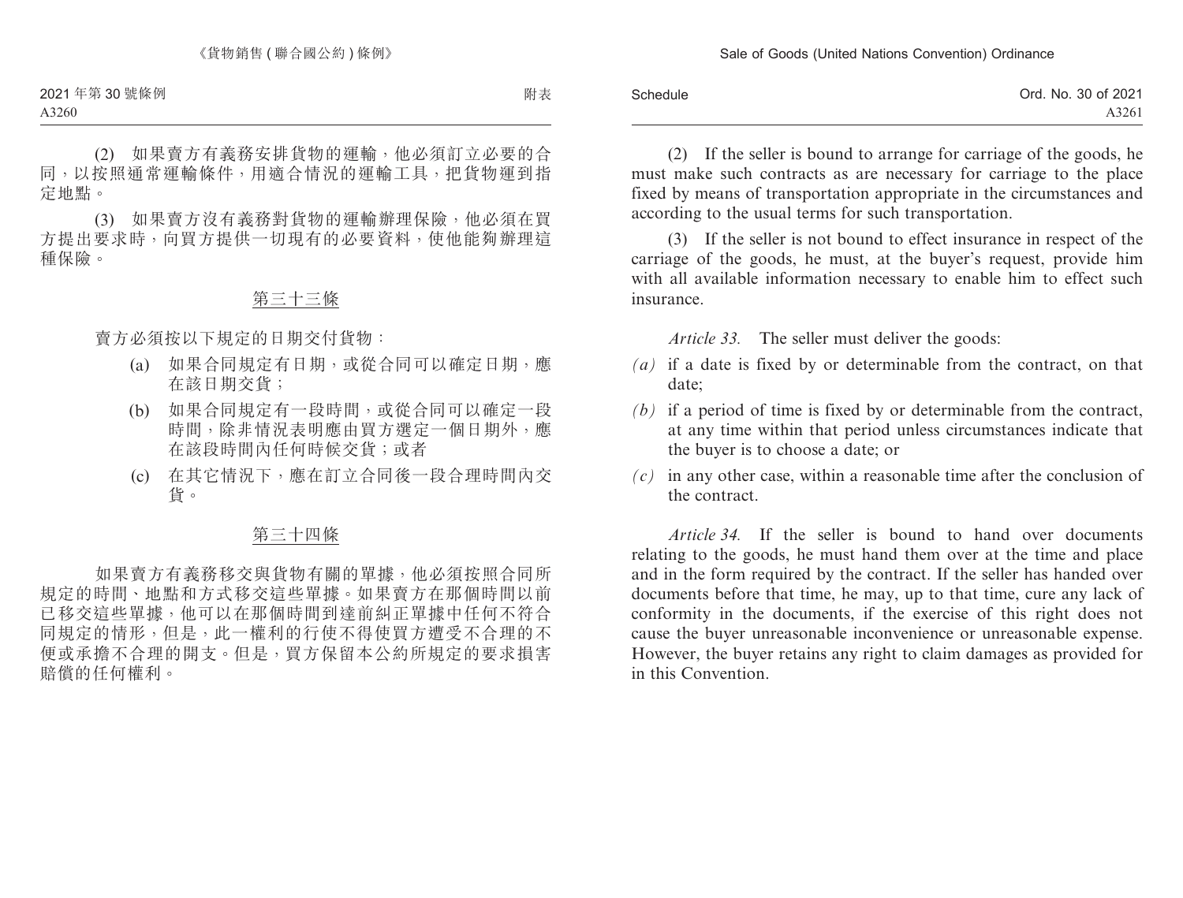(2) 如果賣方有義務安排貨物的運輸，他必須訂立必要的合同，以按照通常運輸條件，用適合情況的運輸工具，把貨物運到指定地點。

(3) 如果賣方沒有義務對貨物的運輸辦理保險，他必須在買方提出要求時，向買方提供一切現有的必要資料，使他能夠辦理這種保險。

## 第三十三條

賣方必須按以下規定的日期交付貨物：

(a) 如果合同規定有日期，或從合同可以確定日期，應在該日期交貨；

(b) 如果合同規定有一段時間，或從合同可以確定一段時間，除非情況表明應由買方選定一個日期外，應在該段時間內任何時候交貨；或者

(c) 在其它情況下，應在訂立合同後一段合理時間內交貨。

## 第三十四條

如果賣方有義務移交與貨物有關的單據，他必須按照合同所規定的時間、地點和方式移交這些單據。如果賣方在那個時間以前已移交這些單據，他可以在那個時間到達前糾正單據中任何不符合同規定的情形，但是，此一權利的行使不得使買方遭受不合理的不便或承擔不合理的開支。但是，買方保留本公約所規定的要求損害賠償的任何權利。

(2) If the seller is bound to arrange for carriage of the goods, he must make such contracts as are necessary for carriage to the place fixed by means of transportation appropriate in the circumstances and according to the usual terms for such transportation.

(3) If the seller is not bound to effect insurance in respect of the carriage of the goods, he must, at the buyer's request, provide him with all available information necessary to enable him to effect such insurance.

*Article 33.* The seller must deliver the goods:

*(a)* if a date is fixed by or determinable from the contract, on that date;

*(b)* if a period of time is fixed by or determinable from the contract, at any time within that period unless circumstances indicate that the buyer is to choose a date; or

*(c)* in any other case, within a reasonable time after the conclusion of the contract.

*Article 34.* If the seller is bound to hand over documents relating to the goods, he must hand them over at the time and place and in the form required by the contract. If the seller has handed over documents before that time, he may, up to that time, cure any lack of conformity in the documents, if the exercise of this right does not cause the buyer unreasonable inconvenience or unreasonable expense. However, the buyer retains any right to claim damages as provided for in this Convention.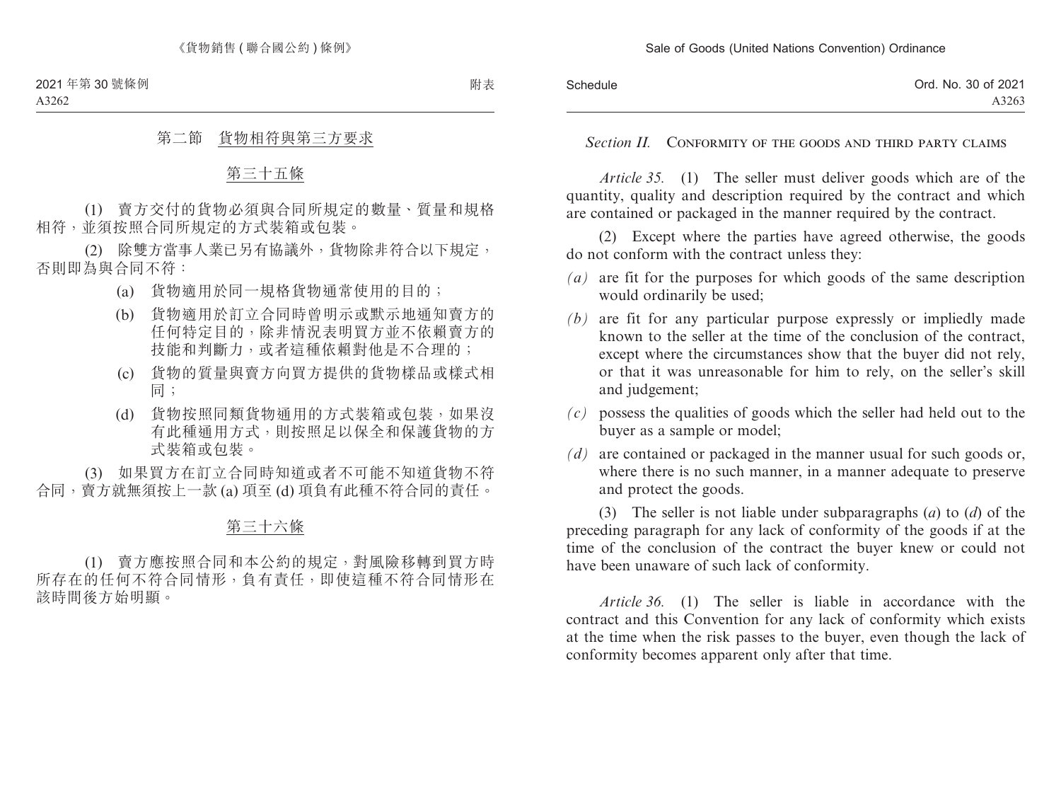## 第二節　貨物相符與第三方要求

### 第三十五條

(1)　賣方交付的貨物必須與合同所規定的數量、質量和規格相符，並須按照合同所規定的方式裝箱或包裝。

(2)　除雙方當事人業已另有協議外，貨物除非符合以下規定，否則即為與合同不符：

(a)　貨物適用於同一規格貨物通常使用的目的；

(b)　貨物適用於訂立合同時曾明示或默示地通知賣方的任何特定目的，除非情況表明買方並不依賴賣方的技能和判斷力，或者這種依賴對他是不合理的；

(c)　貨物的質量與賣方向買方提供的貨物樣品或樣式相同；

(d)　貨物按照同類貨物通用的方式裝箱或包裝，如果沒有此種通用方式，則按照足以保全和保護貨物的方式裝箱或包裝。

(3)　如果買方在訂立合同時知道或者不可能不知道貨物不符合同，賣方就無須按上一款 (a) 項至 (d) 項負有此種不符合同的責任。

### 第三十六條

(1)　賣方應按照合同和本公約的規定，對風險移轉到買方時所存在的任何不符合同情形，負有責任，即使這種不符合同情形在該時間後方始明顯。

## *Section II.*　Conformity of the goods and third party claims

*Article 35.*　(1)　The seller must deliver goods which are of the quantity, quality and description required by the contract and which are contained or packaged in the manner required by the contract.

(2)　Except where the parties have agreed otherwise, the goods do not conform with the contract unless they:

*(a)*　are fit for the purposes for which goods of the same description would ordinarily be used;

*(b)*　are fit for any particular purpose expressly or impliedly made known to the seller at the time of the conclusion of the contract, except where the circumstances show that the buyer did not rely, or that it was unreasonable for him to rely, on the seller's skill and judgement;

*(c)*　possess the qualities of goods which the seller had held out to the buyer as a sample or model;

*(d)*　are contained or packaged in the manner usual for such goods or, where there is no such manner, in a manner adequate to preserve and protect the goods.

(3)　The seller is not liable under subparagraphs (*a*) to (*d*) of the preceding paragraph for any lack of conformity of the goods if at the time of the conclusion of the contract the buyer knew or could not have been unaware of such lack of conformity.

*Article 36.*　(1)　The seller is liable in accordance with the contract and this Convention for any lack of conformity which exists at the time when the risk passes to the buyer, even though the lack of conformity becomes apparent only after that time.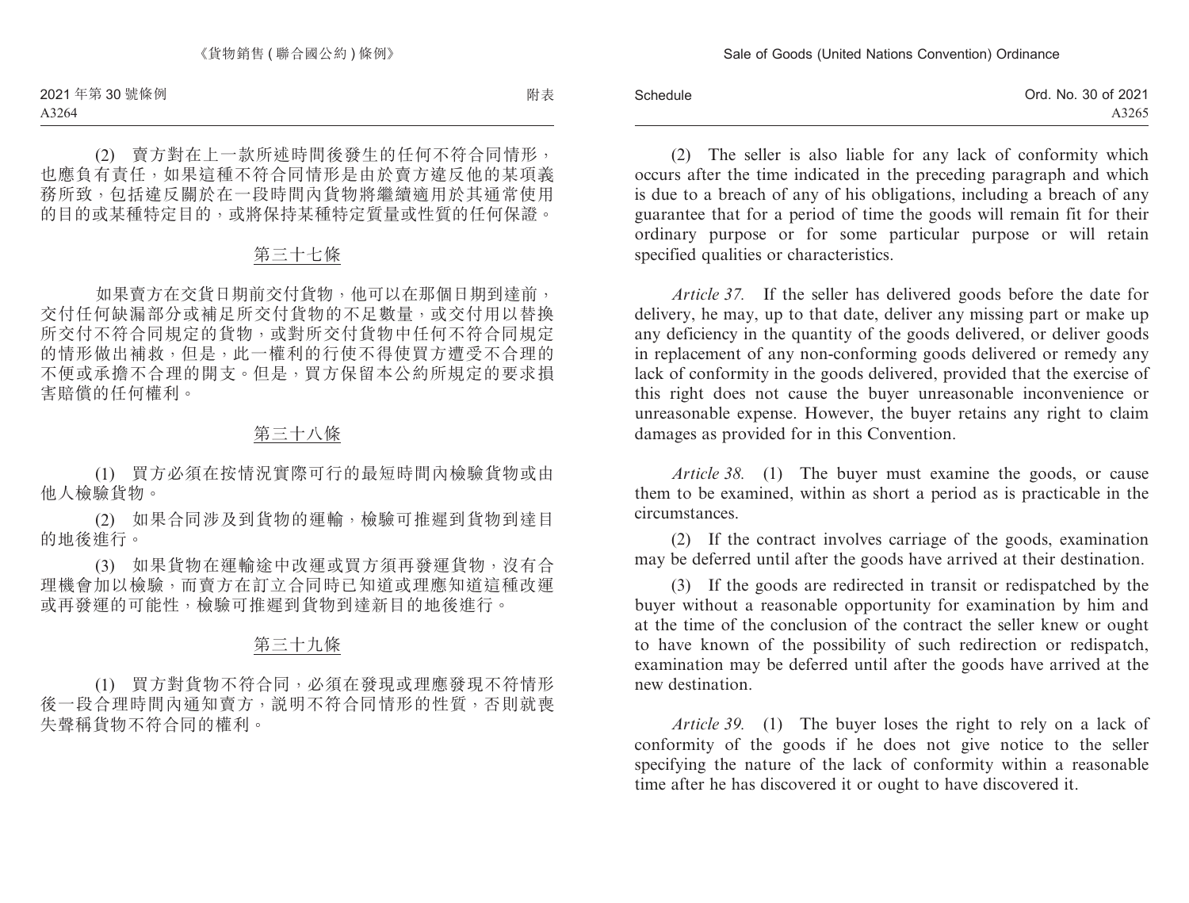(2) 賣方對在上一款所述時間後發生的任何不符合同情形，也應負有責任，如果這種不符合同情形是由於賣方違反他的某項義務所致，包括違反關於在一段時間內貨物將繼續適用於其通常使用的目的或某種特定目的，或將保持某種特定質量或性質的任何保證。

第三十七條

如果賣方在交貨日期前交付貨物，他可以在那個日期到達前，交付任何缺漏部分或補足所交付貨物的不足數量，或交付用以替換所交付不符合同規定的貨物，或對所交付貨物中任何不符合同規定的情形做出補救，但是，此一權利的行使不得使買方遭受不合理的不便或承擔不合理的開支。但是，買方保留本公約所規定的要求損害賠償的任何權利。

第三十八條

(1) 買方必須在按情況實際可行的最短時間內檢驗貨物或由他人檢驗貨物。

(2) 如果合同涉及到貨物的運輸，檢驗可推遲到貨物到達目的地後進行。

(3) 如果貨物在運輸途中改運或買方須再發運貨物，沒有合理機會加以檢驗，而賣方在訂立合同時已知道或理應知道這種改運或再發運的可能性，檢驗可推遲到貨物到達新目的地後進行。

第三十九條

(1) 買方對貨物不符合同，必須在發現或理應發現不符情形後一段合理時間內通知賣方，説明不符合同情形的性質，否則就喪失聲稱貨物不符合同的權利。

(2) The seller is also liable for any lack of conformity which occurs after the time indicated in the preceding paragraph and which is due to a breach of any of his obligations, including a breach of any guarantee that for a period of time the goods will remain fit for their ordinary purpose or for some particular purpose or will retain specified qualities or characteristics.

*Article 37.* If the seller has delivered goods before the date for delivery, he may, up to that date, deliver any missing part or make up any deficiency in the quantity of the goods delivered, or deliver goods in replacement of any non-conforming goods delivered or remedy any lack of conformity in the goods delivered, provided that the exercise of this right does not cause the buyer unreasonable inconvenience or unreasonable expense. However, the buyer retains any right to claim damages as provided for in this Convention.

*Article 38.* (1) The buyer must examine the goods, or cause them to be examined, within as short a period as is practicable in the circumstances.

(2) If the contract involves carriage of the goods, examination may be deferred until after the goods have arrived at their destination.

(3) If the goods are redirected in transit or redispatched by the buyer without a reasonable opportunity for examination by him and at the time of the conclusion of the contract the seller knew or ought to have known of the possibility of such redirection or redispatch, examination may be deferred until after the goods have arrived at the new destination.

*Article 39.* (1) The buyer loses the right to rely on a lack of conformity of the goods if he does not give notice to the seller specifying the nature of the lack of conformity within a reasonable time after he has discovered it or ought to have discovered it.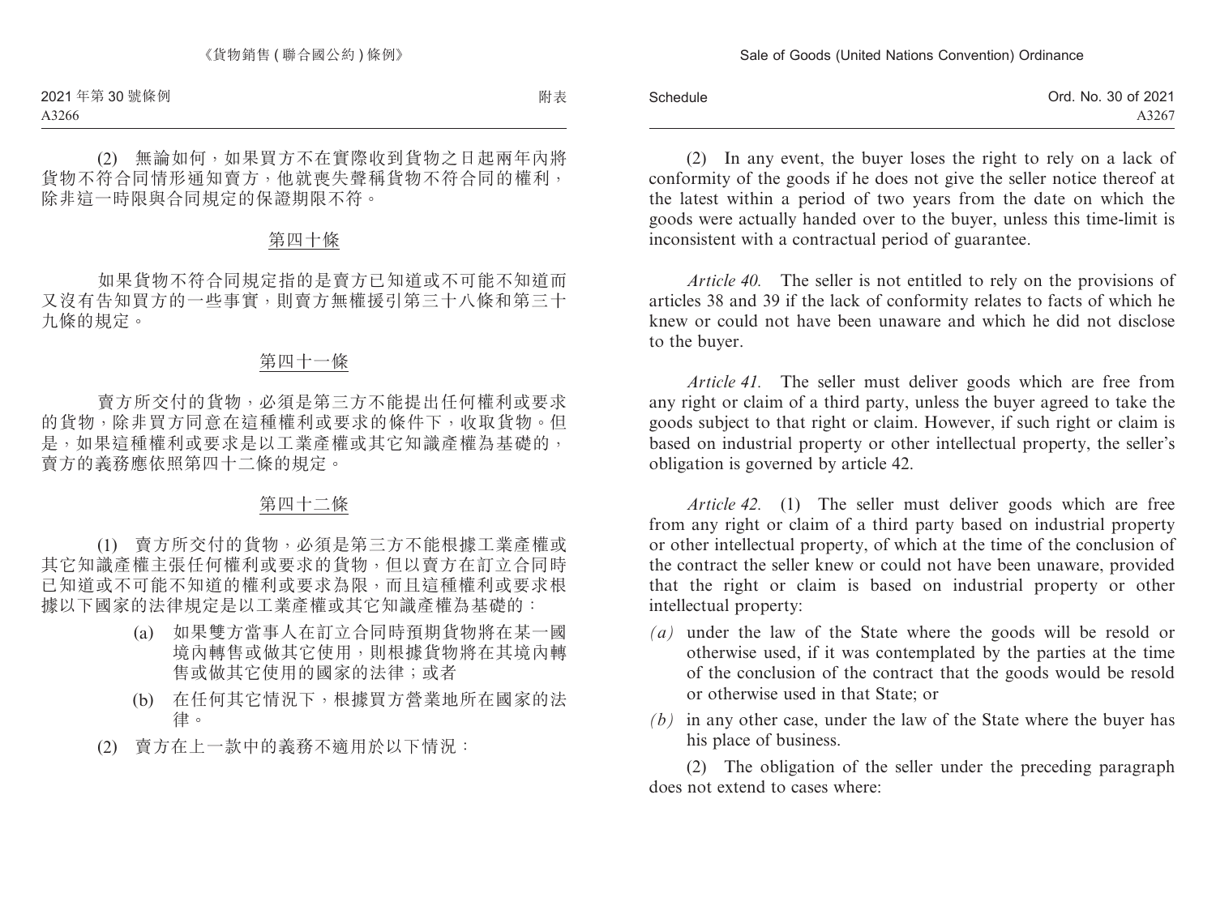(2) 無論如何，如果買方不在實際收到貨物之日起兩年內將貨物不符合同情形通知賣方，他就喪失聲稱貨物不符合同的權利，除非這一時限與合同規定的保證期限不符。

第四十條

如果貨物不符合同規定指的是賣方已知道或不可能不知道而又沒有告知買方的一些事實，則賣方無權援引第三十八條和第三十九條的規定。

第四十一條

賣方所交付的貨物，必須是第三方不能提出任何權利或要求的貨物，除非買方同意在這種權利或要求的條件下，收取貨物。但是，如果這種權利或要求是以工業產權或其它知識產權為基礎的，賣方的義務應依照第四十二條的規定。

第四十二條

(1) 賣方所交付的貨物，必須是第三方不能根據工業產權或其它知識產權主張任何權利或要求的貨物，但以賣方在訂立合同時已知道或不可能不知道的權利或要求為限，而且這種權利或要求根據以下國家的法律規定是以工業產權或其它知識產權為基礎的：

(a) 如果雙方當事人在訂立合同時預期貨物將在某一國境內轉售或做其它使用，則根據貨物將在其境內轉售或做其它使用的國家的法律；或者

(b) 在任何其它情況下，根據買方營業地所在國家的法律。

(2) 賣方在上一款中的義務不適用於以下情況：

(2) In any event, the buyer loses the right to rely on a lack of conformity of the goods if he does not give the seller notice thereof at the latest within a period of two years from the date on which the goods were actually handed over to the buyer, unless this time-limit is inconsistent with a contractual period of guarantee.

*Article 40.* The seller is not entitled to rely on the provisions of articles 38 and 39 if the lack of conformity relates to facts of which he knew or could not have been unaware and which he did not disclose to the buyer.

*Article 41.* The seller must deliver goods which are free from any right or claim of a third party, unless the buyer agreed to take the goods subject to that right or claim. However, if such right or claim is based on industrial property or other intellectual property, the seller's obligation is governed by article 42.

*Article 42.* (1) The seller must deliver goods which are free from any right or claim of a third party based on industrial property or other intellectual property, of which at the time of the conclusion of the contract the seller knew or could not have been unaware, provided that the right or claim is based on industrial property or other intellectual property:

*(a)* under the law of the State where the goods will be resold or otherwise used, if it was contemplated by the parties at the time of the conclusion of the contract that the goods would be resold or otherwise used in that State; or

*(b)* in any other case, under the law of the State where the buyer has his place of business.

(2) The obligation of the seller under the preceding paragraph does not extend to cases where: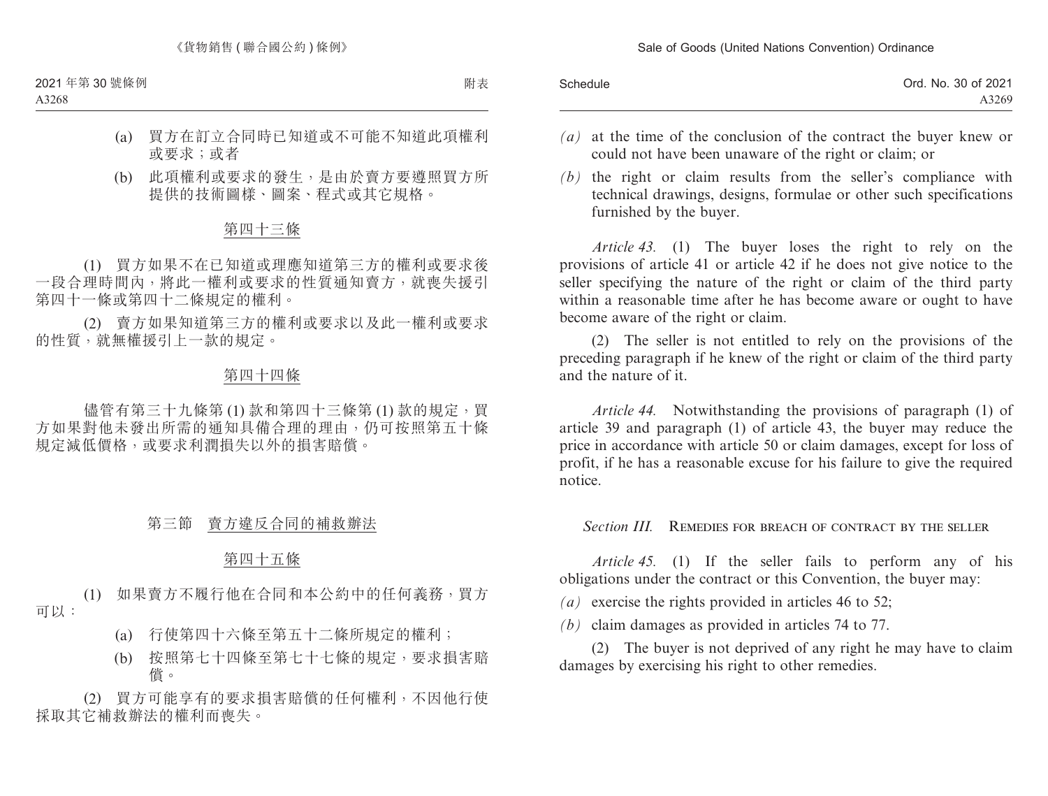(a) 買方在訂立合同時已知道或不可能不知道此項權利或要求；或者

(b) 此項權利或要求的發生，是由於賣方要遵照買方所提供的技術圖樣、圖案、程式或其它規格。

第四十三條

(1) 買方如果不在已知道或理應知道第三方的權利或要求後一段合理時間內，將此一權利或要求的性質通知賣方，就喪失援引第四十一條或第四十二條規定的權利。

(2) 賣方如果知道第三方的權利或要求以及此一權利或要求的性質，就無權援引上一款的規定。

第四十四條

儘管有第三十九條第 (1) 款和第四十三條第 (1) 款的規定，買方如果對他未發出所需的通知具備合理的理由，仍可按照第五十條規定減低價格，或要求利潤損失以外的損害賠償。

## 第三節　賣方違反合同的補救辦法

第四十五條

(1) 如果賣方不履行他在合同和本公約中的任何義務，買方可以：

(a) 行使第四十六條至第五十二條所規定的權利；

(b) 按照第七十四條至第七十七條的規定，要求損害賠償。

(2) 買方可能享有的要求損害賠償的任何權利，不因他行使採取其它補救辦法的權利而喪失。

*(a)* at the time of the conclusion of the contract the buyer knew or could not have been unaware of the right or claim; or

*(b)* the right or claim results from the seller's compliance with technical drawings, designs, formulae or other such specifications furnished by the buyer.

*Article 43.* (1) The buyer loses the right to rely on the provisions of article 41 or article 42 if he does not give notice to the seller specifying the nature of the right or claim of the third party within a reasonable time after he has become aware or ought to have become aware of the right or claim.

(2) The seller is not entitled to rely on the provisions of the preceding paragraph if he knew of the right or claim of the third party and the nature of it.

*Article 44.* Notwithstanding the provisions of paragraph (1) of article 39 and paragraph (1) of article 43, the buyer may reduce the price in accordance with article 50 or claim damages, except for loss of profit, if he has a reasonable excuse for his failure to give the required notice.

## *Section III.* REMEDIES FOR BREACH OF CONTRACT BY THE SELLER

*Article 45.* (1) If the seller fails to perform any of his obligations under the contract or this Convention, the buyer may:

*(a)* exercise the rights provided in articles 46 to 52;

*(b)* claim damages as provided in articles 74 to 77.

(2) The buyer is not deprived of any right he may have to claim damages by exercising his right to other remedies.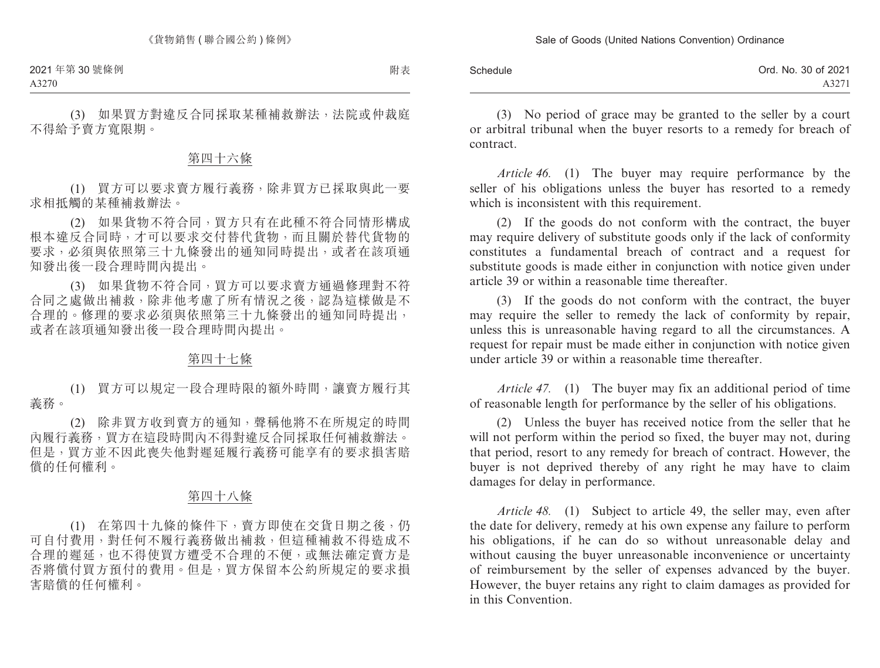(3) 如果買方對違反合同採取某種補救辦法，法院或仲裁庭不得給予賣方寬限期。

## 第四十六條

(1) 買方可以要求賣方履行義務，除非買方已採取與此一要求相抵觸的某種補救辦法。

(2) 如果貨物不符合同，買方只有在此種不符合同情形構成根本違反合同時，才可以要求交付替代貨物，而且關於替代貨物的要求，必須與依照第三十九條發出的通知同時提出，或者在該項通知發出後一段合理時間內提出。

(3) 如果貨物不符合同，買方可以要求賣方通過修理對不符合同之處做出補救，除非他考慮了所有情況之後，認為這樣做是不合理的。修理的要求必須與依照第三十九條發出的通知同時提出，或者在該項通知發出後一段合理時間內提出。

## 第四十七條

(1) 買方可以規定一段合理時限的額外時間，讓賣方履行其義務。

(2) 除非買方收到賣方的通知，聲稱他將不在所規定的時間內履行義務，買方在這段時間內不得對違反合同採取任何補救辦法。但是，買方並不因此喪失他對遲延履行義務可能享有的要求損害賠償的任何權利。

## 第四十八條

(1) 在第四十九條的條件下，賣方即使在交貨日期之後，仍可自付費用，對任何不履行義務做出補救，但這種補救不得造成不合理的遲延，也不得使買方遭受不合理的不便，或無法確定賣方是否將償付買方預付的費用。但是，買方保留本公約所規定的要求損害賠償的任何權利。

(3) No period of grace may be granted to the seller by a court or arbitral tribunal when the buyer resorts to a remedy for breach of contract.

*Article 46.* (1) The buyer may require performance by the seller of his obligations unless the buyer has resorted to a remedy which is inconsistent with this requirement.

(2) If the goods do not conform with the contract, the buyer may require delivery of substitute goods only if the lack of conformity constitutes a fundamental breach of contract and a request for substitute goods is made either in conjunction with notice given under article 39 or within a reasonable time thereafter.

(3) If the goods do not conform with the contract, the buyer may require the seller to remedy the lack of conformity by repair, unless this is unreasonable having regard to all the circumstances. A request for repair must be made either in conjunction with notice given under article 39 or within a reasonable time thereafter.

*Article 47.* (1) The buyer may fix an additional period of time of reasonable length for performance by the seller of his obligations.

(2) Unless the buyer has received notice from the seller that he will not perform within the period so fixed, the buyer may not, during that period, resort to any remedy for breach of contract. However, the buyer is not deprived thereby of any right he may have to claim damages for delay in performance.

*Article 48.* (1) Subject to article 49, the seller may, even after the date for delivery, remedy at his own expense any failure to perform his obligations, if he can do so without unreasonable delay and without causing the buyer unreasonable inconvenience or uncertainty of reimbursement by the seller of expenses advanced by the buyer. However, the buyer retains any right to claim damages as provided for in this Convention.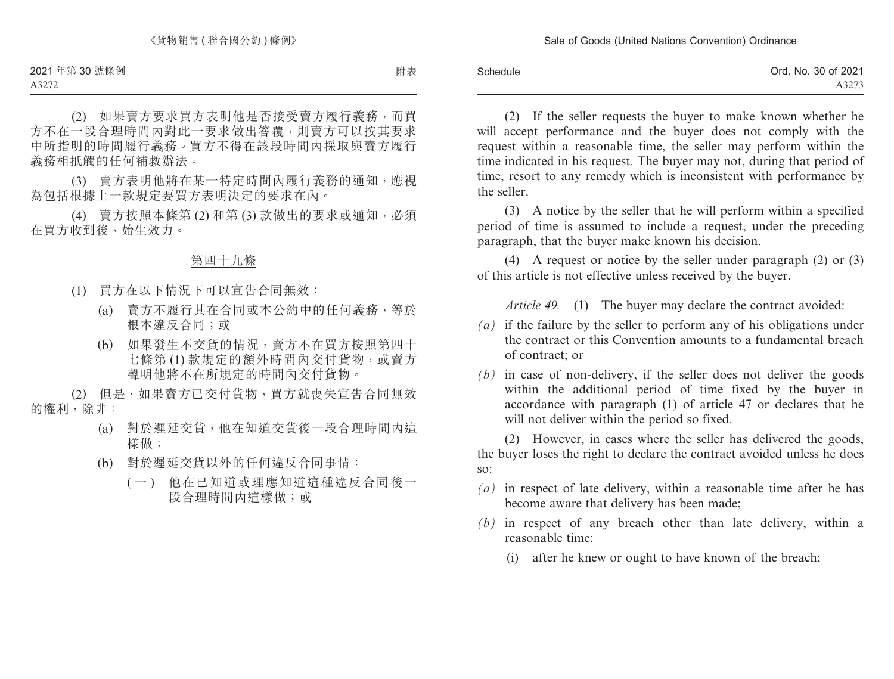(2) 如果賣方要求買方表明他是否接受賣方履行義務，而買方不在一段合理時間內對此一要求做出答覆，則賣方可以按其要求中所指明的時間履行義務。買方不得在該段時間內採取與賣方履行義務相抵觸的任何補救辦法。

(3) 賣方表明他將在某一特定時間內履行義務的通知，應視為包括根據上一款規定要買方表明決定的要求在內。

(4) 賣方按照本條第 (2) 和第 (3) 款做出的要求或通知，必須在買方收到後，始生效力。

## 第四十九條

(1) 買方在以下情況下可以宣告合同無效：

(a) 賣方不履行其在合同或本公約中的任何義務，等於根本違反合同；或

(b) 如果發生不交貨的情況，賣方不在買方按照第四十七條第 (1) 款規定的額外時間內交付貨物，或賣方聲明他將不在所規定的時間內交付貨物。

(2) 但是，如果賣方已交付貨物，買方就喪失宣告合同無效的權利，除非：

(a) 對於遲延交貨，他在知道交貨後一段合理時間內這樣做；

(b) 對於遲延交貨以外的任何違反合同事情：

(一) 他在已知道或理應知道這種違反合同後一段合理時間內這樣做；或

(2) If the seller requests the buyer to make known whether he will accept performance and the buyer does not comply with the request within a reasonable time, the seller may perform within the time indicated in his request. The buyer may not, during that period of time, resort to any remedy which is inconsistent with performance by the seller.

(3) A notice by the seller that he will perform within a specified period of time is assumed to include a request, under the preceding paragraph, that the buyer make known his decision.

(4) A request or notice by the seller under paragraph (2) or (3) of this article is not effective unless received by the buyer.

*Article 49.* (1) The buyer may declare the contract avoided:

*(a)* if the failure by the seller to perform any of his obligations under the contract or this Convention amounts to a fundamental breach of contract; or

*(b)* in case of non-delivery, if the seller does not deliver the goods within the additional period of time fixed by the buyer in accordance with paragraph (1) of article 47 or declares that he will not deliver within the period so fixed.

(2) However, in cases where the seller has delivered the goods, the buyer loses the right to declare the contract avoided unless he does so:

*(a)* in respect of late delivery, within a reasonable time after he has become aware that delivery has been made;

*(b)* in respect of any breach other than late delivery, within a reasonable time:

(i) after he knew or ought to have known of the breach;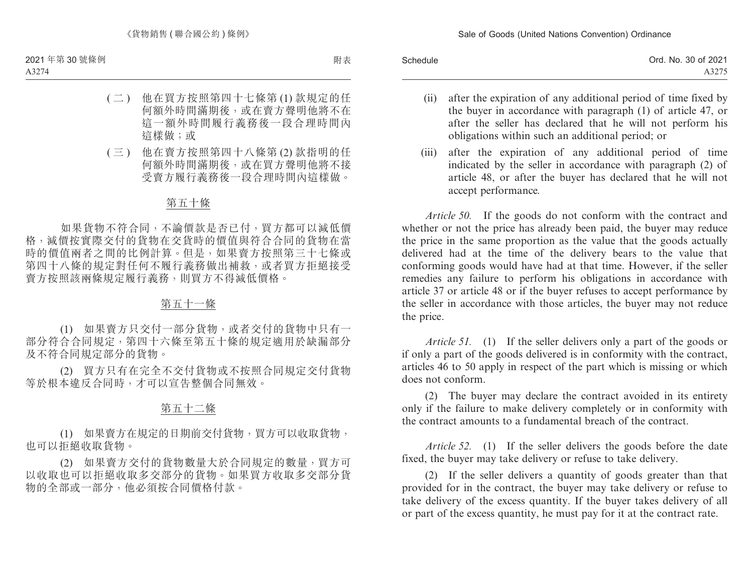(二) 他在買方按照第四十七條第 (1) 款規定的任何額外時間滿期後，或在賣方聲明他將不在這一額外時間履行義務後一段合理時間內這樣做；或

(三) 他在賣方按照第四十八條第 (2) 款指明的任何額外時間滿期後，或在買方聲明他將不接受賣方履行義務後一段合理時間內這樣做。

## 第五十條

如果貨物不符合同，不論價款是否已付，買方都可以減低價格，減價按實際交付的貨物在交貨時的價值與符合合同的貨物在當時的價值兩者之間的比例計算。但是，如果賣方按照第三十七條或第四十八條的規定對任何不履行義務做出補救，或者買方拒絕接受賣方按照該兩條規定履行義務，則買方不得減低價格。

## 第五十一條

(1) 如果賣方只交付一部分貨物，或者交付的貨物中只有一部分符合合同規定，第四十六條至第五十條的規定適用於缺漏部分及不符合同規定部分的貨物。

(2) 買方只有在完全不交付貨物或不按照合同規定交付貨物等於根本違反合同時，才可以宣告整個合同無效。

## 第五十二條

(1) 如果賣方在規定的日期前交付貨物，買方可以收取貨物，也可以拒絕收取貨物。

(2) 如果賣方交付的貨物數量大於合同規定的數量，買方可以收取也可以拒絕收取多交部分的貨物。如果買方收取多交部分貨物的全部或一部分，他必須按合同價格付款。

(ii) after the expiration of any additional period of time fixed by the buyer in accordance with paragraph (1) of article 47, or after the seller has declared that he will not perform his obligations within such an additional period; or

(iii) after the expiration of any additional period of time indicated by the seller in accordance with paragraph (2) of article 48, or after the buyer has declared that he will not accept performance.

*Article 50.* If the goods do not conform with the contract and whether or not the price has already been paid, the buyer may reduce the price in the same proportion as the value that the goods actually delivered had at the time of the delivery bears to the value that conforming goods would have had at that time. However, if the seller remedies any failure to perform his obligations in accordance with article 37 or article 48 or if the buyer refuses to accept performance by the seller in accordance with those articles, the buyer may not reduce the price.

*Article 51.* (1) If the seller delivers only a part of the goods or if only a part of the goods delivered is in conformity with the contract, articles 46 to 50 apply in respect of the part which is missing or which does not conform.

(2) The buyer may declare the contract avoided in its entirety only if the failure to make delivery completely or in conformity with the contract amounts to a fundamental breach of the contract.

*Article 52.* (1) If the seller delivers the goods before the date fixed, the buyer may take delivery or refuse to take delivery.

(2) If the seller delivers a quantity of goods greater than that provided for in the contract, the buyer may take delivery or refuse to take delivery of the excess quantity. If the buyer takes delivery of all or part of the excess quantity, he must pay for it at the contract rate.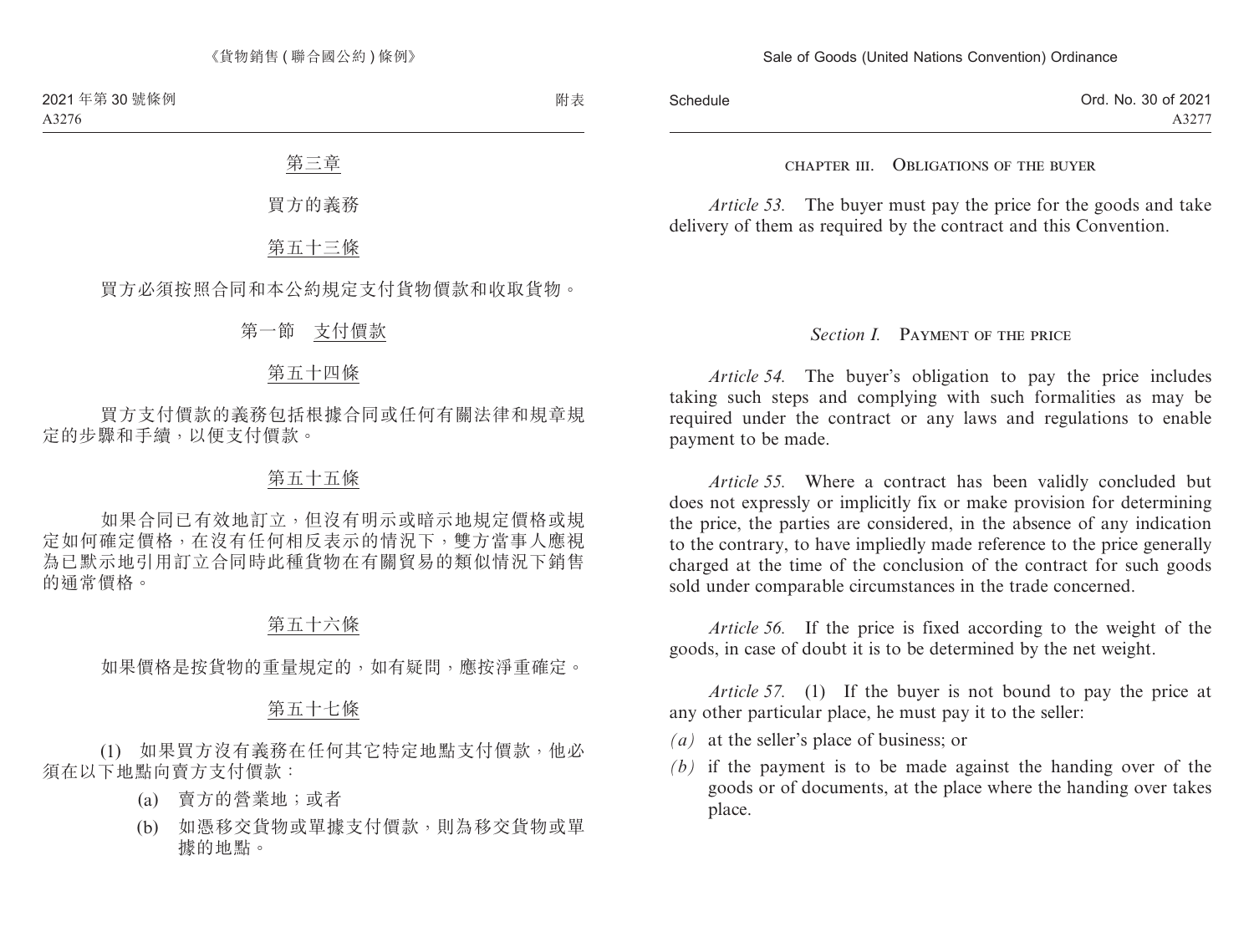## 第三章

## 買方的義務

### 第五十三條

買方必須按照合同和本公約規定支付貨物價款和收取貨物。

### 第一節　支付價款

### 第五十四條

買方支付價款的義務包括根據合同或任何有關法律和規章規定的步驟和手續，以便支付價款。

### 第五十五條

如果合同已有效地訂立，但沒有明示或暗示地規定價格或規定如何確定價格，在沒有任何相反表示的情況下，雙方當事人應視為已默示地引用訂立合同時此種貨物在有關貿易的類似情況下銷售的通常價格。

### 第五十六條

如果價格是按貨物的重量規定的，如有疑問，應按淨重確定。

### 第五十七條

(1)　如果買方沒有義務在任何其它特定地點支付價款，他必須在以下地點向賣方支付價款：

(a)　賣方的營業地；或者

(b)　如憑移交貨物或單據支付價款，則為移交貨物或單據的地點。

## CHAPTER III. OBLIGATIONS OF THE BUYER

*Article 53.* The buyer must pay the price for the goods and take delivery of them as required by the contract and this Convention.

### *Section I.* PAYMENT OF THE PRICE

*Article 54.* The buyer's obligation to pay the price includes taking such steps and complying with such formalities as may be required under the contract or any laws and regulations to enable payment to be made.

*Article 55.* Where a contract has been validly concluded but does not expressly or implicitly fix or make provision for determining the price, the parties are considered, in the absence of any indication to the contrary, to have impliedly made reference to the price generally charged at the time of the conclusion of the contract for such goods sold under comparable circumstances in the trade concerned.

*Article 56.* If the price is fixed according to the weight of the goods, in case of doubt it is to be determined by the net weight.

*Article 57.* (1) If the buyer is not bound to pay the price at any other particular place, he must pay it to the seller:

*(a)* at the seller's place of business; or

*(b)* if the payment is to be made against the handing over of the goods or of documents, at the place where the handing over takes place.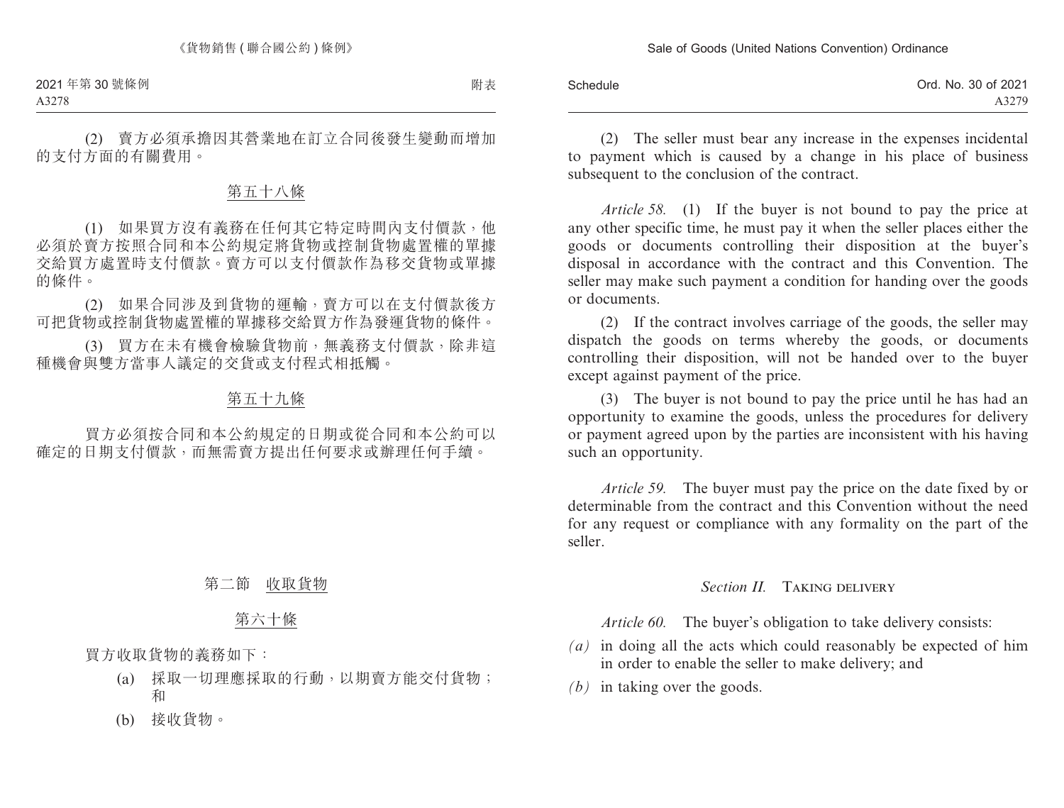(2) 賣方必須承擔因其營業地在訂立合同後發生變動而增加的支付方面的有關費用。

第五十八條

(1) 如果買方沒有義務在任何其它特定時間內支付價款，他必須於賣方按照合同和本公約規定將貨物或控制貨物處置權的單據交給買方處置時支付價款。賣方可以支付價款作為移交貨物或單據的條件。

(2) 如果合同涉及到貨物的運輸，賣方可以在支付價款後方可把貨物或控制貨物處置權的單據移交給買方作為發運貨物的條件。

(3) 買方在未有機會檢驗貨物前，無義務支付價款，除非這種機會與雙方當事人議定的交貨或支付程式相抵觸。

第五十九條

買方必須按合同和本公約規定的日期或從合同和本公約可以確定的日期支付價款，而無需賣方提出任何要求或辦理任何手續。

第二節 收取貨物

第六十條

買方收取貨物的義務如下：

(a) 採取一切理應採取的行動，以期賣方能交付貨物；和

(b) 接收貨物。

(2) The seller must bear any increase in the expenses incidental to payment which is caused by a change in his place of business subsequent to the conclusion of the contract.

*Article 58.* (1) If the buyer is not bound to pay the price at any other specific time, he must pay it when the seller places either the goods or documents controlling their disposition at the buyer's disposal in accordance with the contract and this Convention. The seller may make such payment a condition for handing over the goods or documents.

(2) If the contract involves carriage of the goods, the seller may dispatch the goods on terms whereby the goods, or documents controlling their disposition, will not be handed over to the buyer except against payment of the price.

(3) The buyer is not bound to pay the price until he has had an opportunity to examine the goods, unless the procedures for delivery or payment agreed upon by the parties are inconsistent with his having such an opportunity.

*Article 59.* The buyer must pay the price on the date fixed by or determinable from the contract and this Convention without the need for any request or compliance with any formality on the part of the seller.

*Section II.* TAKING DELIVERY

*Article 60.* The buyer's obligation to take delivery consists:

*(a)* in doing all the acts which could reasonably be expected of him in order to enable the seller to make delivery; and

*(b)* in taking over the goods.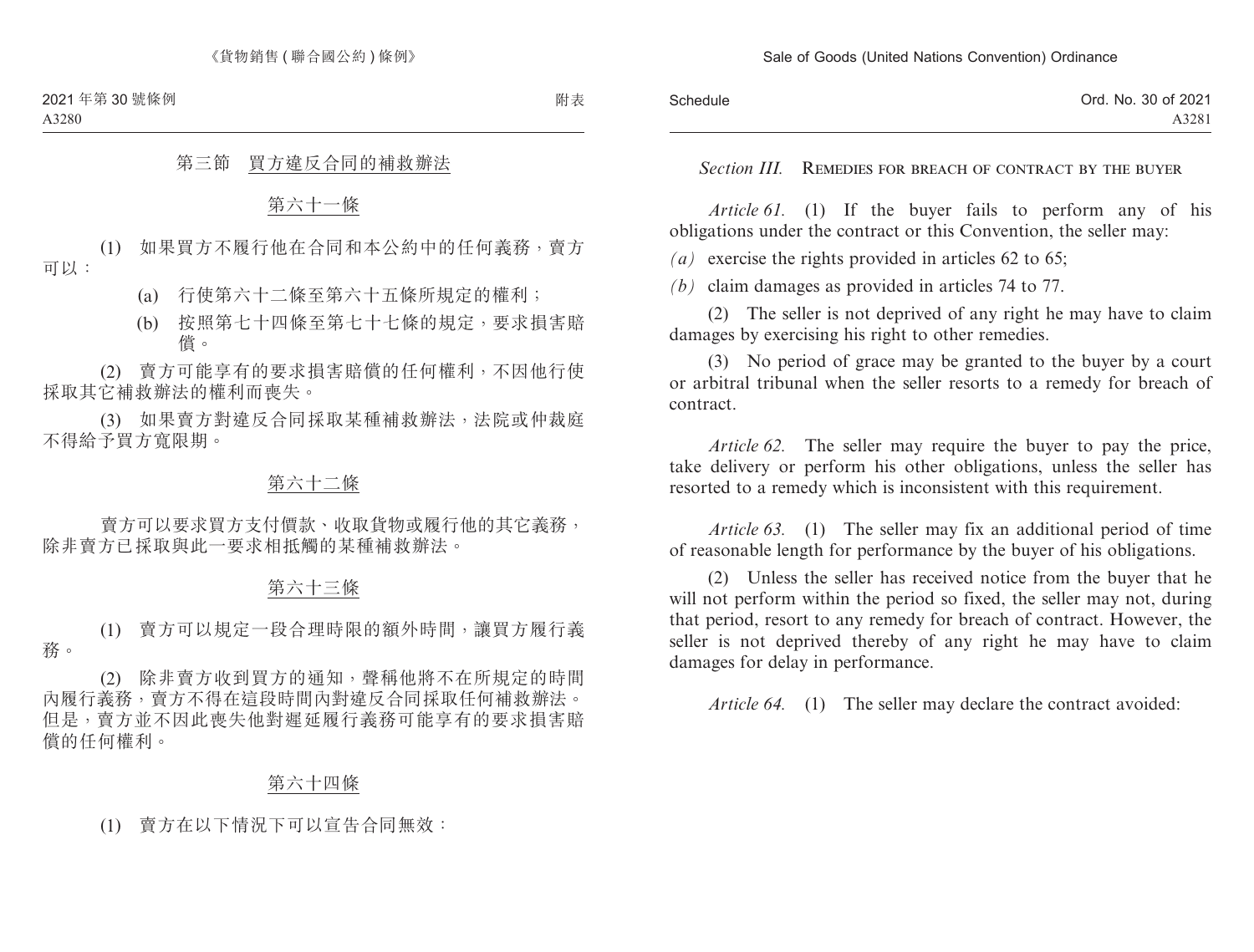## 第三節　買方違反合同的補救辦法

### 第六十一條

(1)　如果買方不履行他在合同和本公約中的任何義務，賣方可以：

(a)　行使第六十二條至第六十五條所規定的權利；

(b)　按照第七十四條至第七十七條的規定，要求損害賠償。

(2)　賣方可能享有的要求損害賠償的任何權利，不因他行使採取其它補救辦法的權利而喪失。

(3)　如果賣方對違反合同採取某種補救辦法，法院或仲裁庭不得給予買方寬限期。

### 第六十二條

賣方可以要求買方支付價款、收取貨物或履行他的其它義務，除非賣方已採取與此一要求相抵觸的某種補救辦法。

### 第六十三條

(1)　賣方可以規定一段合理時限的額外時間，讓買方履行義務。

(2)　除非賣方收到買方的通知，聲稱他將不在所規定的時間內履行義務，賣方不得在這段時間內對違反合同採取任何補救辦法。但是，賣方並不因此喪失他對遲延履行義務可能享有的要求損害賠償的任何權利。

### 第六十四條

(1)　賣方在以下情況下可以宣告合同無效：

## *Section III.* Remedies for breach of contract by the buyer

*Article 61.* (1) If the buyer fails to perform any of his obligations under the contract or this Convention, the seller may:

*(a)* exercise the rights provided in articles 62 to 65;

*(b)* claim damages as provided in articles 74 to 77.

(2) The seller is not deprived of any right he may have to claim damages by exercising his right to other remedies.

(3) No period of grace may be granted to the buyer by a court or arbitral tribunal when the seller resorts to a remedy for breach of contract.

*Article 62.* The seller may require the buyer to pay the price, take delivery or perform his other obligations, unless the seller has resorted to a remedy which is inconsistent with this requirement.

*Article 63.* (1) The seller may fix an additional period of time of reasonable length for performance by the buyer of his obligations.

(2) Unless the seller has received notice from the buyer that he will not perform within the period so fixed, the seller may not, during that period, resort to any remedy for breach of contract. However, the seller is not deprived thereby of any right he may have to claim damages for delay in performance.

*Article 64.* (1) The seller may declare the contract avoided: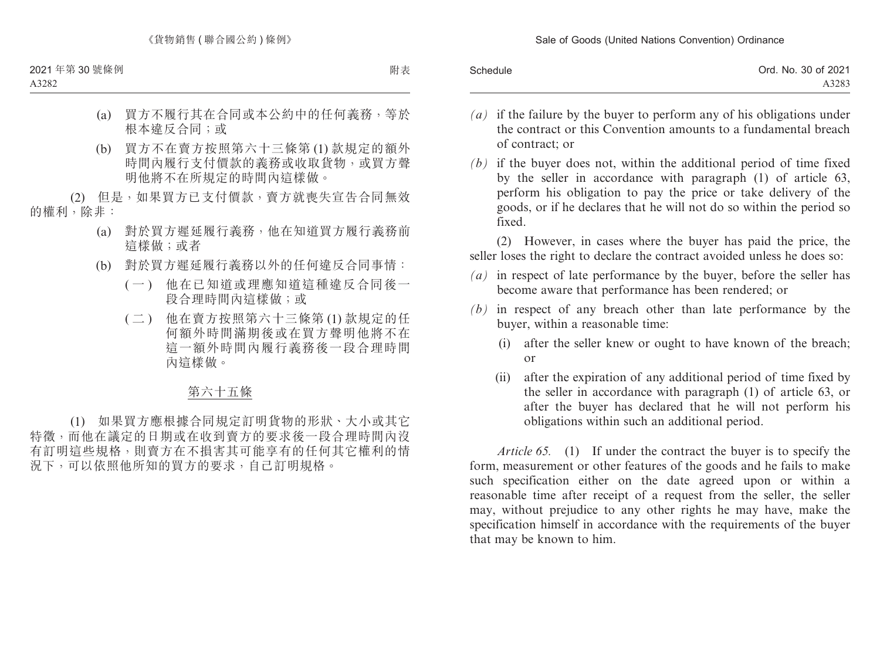(a) 買方不履行其在合同或本公約中的任何義務，等於根本違反合同；或

(b) 買方不在賣方按照第六十三條第 (1) 款規定的額外時間內履行支付價款的義務或收取貨物，或買方聲明他將不在所規定的時間內這樣做。

(2) 但是，如果買方已支付價款，賣方就喪失宣告合同無效的權利，除非：

(a) 對於買方遲延履行義務，他在知道買方履行義務前這樣做；或者

(b) 對於買方遲延履行義務以外的任何違反合同事情：

(一) 他在已知道或理應知道這種違反合同後一段合理時間內這樣做；或

(二) 他在賣方按照第六十三條第 (1) 款規定的任何額外時間滿期後或在買方聲明他將不在這一額外時間內履行義務後一段合理時間內這樣做。

第六十五條

(1) 如果買方應根據合同規定訂明貨物的形狀、大小或其它特徵，而他在議定的日期或在收到賣方的要求後一段合理時間內沒有訂明這些規格，則賣方在不損害其可能享有的任何其它權利的情況下，可以依照他所知的買方的要求，自己訂明規格。

*(a)* if the failure by the buyer to perform any of his obligations under the contract or this Convention amounts to a fundamental breach of contract; or

*(b)* if the buyer does not, within the additional period of time fixed by the seller in accordance with paragraph (1) of article 63, perform his obligation to pay the price or take delivery of the goods, or if he declares that he will not do so within the period so fixed.

(2) However, in cases where the buyer has paid the price, the seller loses the right to declare the contract avoided unless he does so:

*(a)* in respect of late performance by the buyer, before the seller has become aware that performance has been rendered; or

*(b)* in respect of any breach other than late performance by the buyer, within a reasonable time:

(i) after the seller knew or ought to have known of the breach; or

(ii) after the expiration of any additional period of time fixed by the seller in accordance with paragraph (1) of article 63, or after the buyer has declared that he will not perform his obligations within such an additional period.

*Article 65.* (1) If under the contract the buyer is to specify the form, measurement or other features of the goods and he fails to make such specification either on the date agreed upon or within a reasonable time after receipt of a request from the seller, the seller may, without prejudice to any other rights he may have, make the specification himself in accordance with the requirements of the buyer that may be known to him.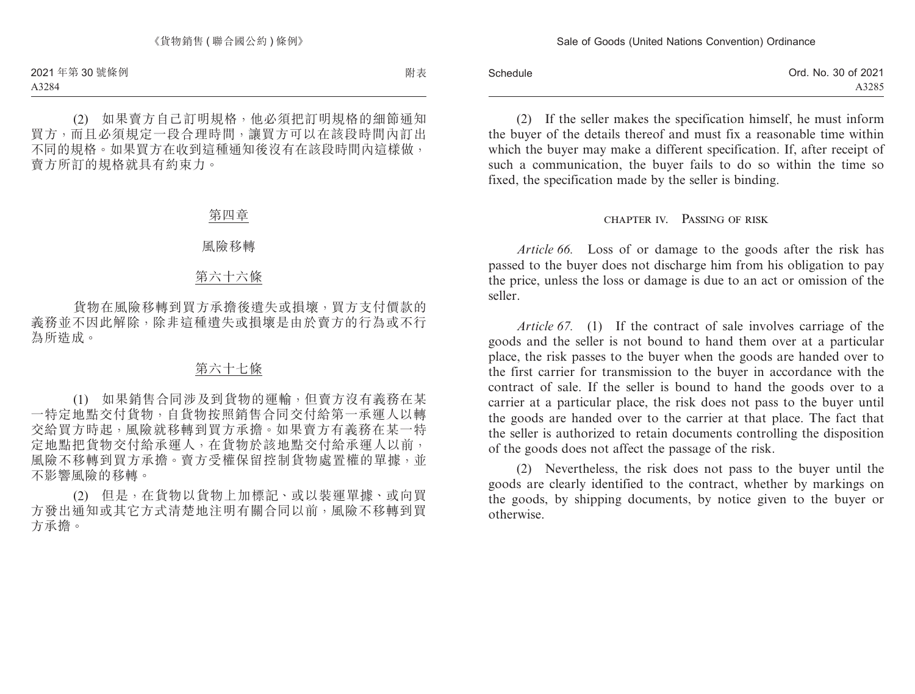(2) 如果賣方自己訂明規格，他必須把訂明規格的細節通知買方，而且必須規定一段合理時間，讓買方可以在該段時間內訂出不同的規格。如果買方在收到這種通知後沒有在該段時間內這樣做，賣方所訂的規格就具有約束力。

## 第四章

## 風險移轉

### 第六十六條

貨物在風險移轉到買方承擔後遺失或損壞，買方支付價款的義務並不因此解除，除非這種遺失或損壞是由於賣方的行為或不行為所造成。

### 第六十七條

(1) 如果銷售合同涉及到貨物的運輸，但賣方沒有義務在某一特定地點交付貨物，自貨物按照銷售合同交付給第一承運人以轉交給買方時起，風險就移轉到買方承擔。如果賣方有義務在某一特定地點把貨物交付給承運人，在貨物於該地點交付給承運人以前，風險不移轉到買方承擔。賣方受權保留控制貨物處置權的單據，並不影響風險的移轉。

(2) 但是，在貨物以貨物上加標記、或以裝運單據、或向買方發出通知或其它方式清楚地注明有關合同以前，風險不移轉到買方承擔。

(2) If the seller makes the specification himself, he must inform the buyer of the details thereof and must fix a reasonable time within which the buyer may make a different specification. If, after receipt of such a communication, the buyer fails to do so within the time so fixed, the specification made by the seller is binding.

## CHAPTER IV. PASSING OF RISK

*Article 66.* Loss of or damage to the goods after the risk has passed to the buyer does not discharge him from his obligation to pay the price, unless the loss or damage is due to an act or omission of the seller.

*Article 67.* (1) If the contract of sale involves carriage of the goods and the seller is not bound to hand them over at a particular place, the risk passes to the buyer when the goods are handed over to the first carrier for transmission to the buyer in accordance with the contract of sale. If the seller is bound to hand the goods over to a carrier at a particular place, the risk does not pass to the buyer until the goods are handed over to the carrier at that place. The fact that the seller is authorized to retain documents controlling the disposition of the goods does not affect the passage of the risk.

(2) Nevertheless, the risk does not pass to the buyer until the goods are clearly identified to the contract, whether by markings on the goods, by shipping documents, by notice given to the buyer or otherwise.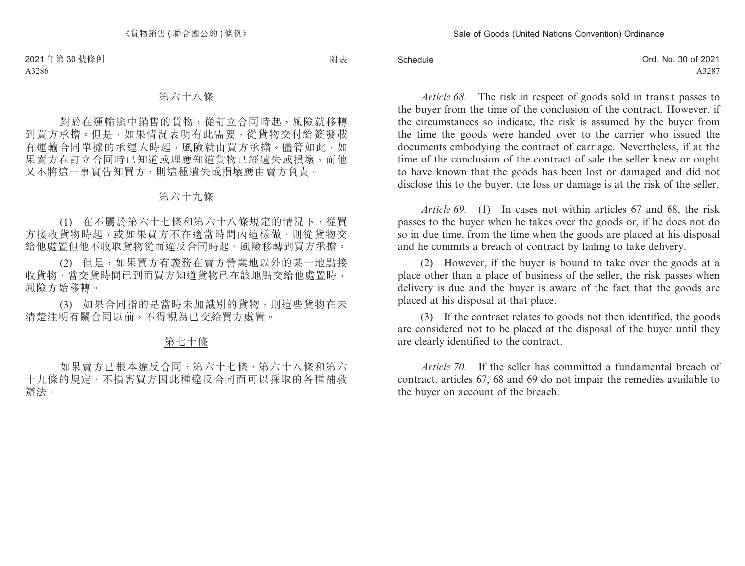## 第六十八條

對於在運輸途中銷售的貨物，從訂立合同時起，風險就移轉到買方承擔。但是，如果情況表明有此需要，從貨物交付給簽發載有運輸合同單據的承運人時起，風險就由買方承擔。儘管如此，如果賣方在訂立合同時已知道或理應知道貨物已經遺失或損壞，而他又不將這一事實告知買方，則這種遺失或損壞應由賣方負責。

## 第六十九條

(1) 在不屬於第六十七條和第六十八條規定的情況下，從買方接收貨物時起，或如果買方不在適當時間內這樣做，則從貨物交給他處置但他不收取貨物從而違反合同時起，風險移轉到買方承擔。

(2) 但是，如果買方有義務在賣方營業地以外的某一地點接收貨物，當交貨時間已到而買方知道貨物已在該地點交給他處置時，風險方始移轉。

(3) 如果合同指的是當時未加識別的貨物，則這些貨物在未清楚注明有關合同以前，不得視為已交給買方處置。

## 第七十條

如果賣方已根本違反合同，第六十七條、第六十八條和第六十九條的規定，不損害買方因此種違反合同而可以採取的各種補救辦法。

*Article 68.* The risk in respect of goods sold in transit passes to the buyer from the time of the conclusion of the contract. However, if the circumstances so indicate, the risk is assumed by the buyer from the time the goods were handed over to the carrier who issued the documents embodying the contract of carriage. Nevertheless, if at the time of the conclusion of the contract of sale the seller knew or ought to have known that the goods has been lost or damaged and did not disclose this to the buyer, the loss or damage is at the risk of the seller.

*Article 69.* (1) In cases not within articles 67 and 68, the risk passes to the buyer when he takes over the goods or, if he does not do so in due time, from the time when the goods are placed at his disposal and he commits a breach of contract by failing to take delivery.

(2) However, if the buyer is bound to take over the goods at a place other than a place of business of the seller, the risk passes when delivery is due and the buyer is aware of the fact that the goods are placed at his disposal at that place.

(3) If the contract relates to goods not then identified, the goods are considered not to be placed at the disposal of the buyer until they are clearly identified to the contract.

*Article 70.* If the seller has committed a fundamental breach of contract, articles 67, 68 and 69 do not impair the remedies available to the buyer on account of the breach.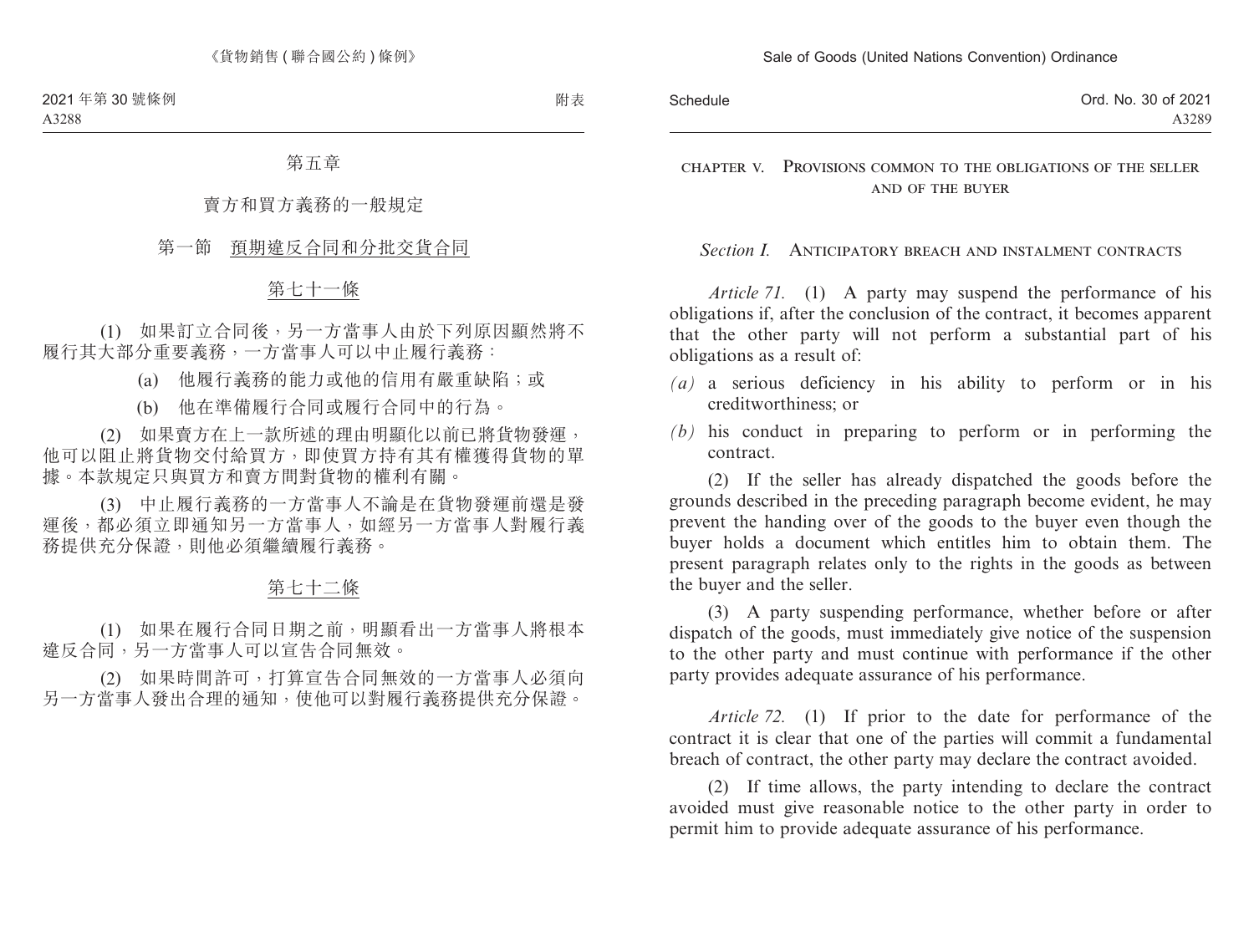# 第五章

## 賣方和買方義務的一般規定

### 第一節　預期違反合同和分批交貨合同

#### 第七十一條

(1)　如果訂立合同後，另一方當事人由於下列原因顯然將不履行其大部分重要義務，一方當事人可以中止履行義務：

(a)　他履行義務的能力或他的信用有嚴重缺陷；或

(b)　他在準備履行合同或履行合同中的行為。

(2)　如果賣方在上一款所述的理由明顯化以前已將貨物發運，他可以阻止將貨物交付給買方，即使買方持有其有權獲得貨物的單據。本款規定只與買方和賣方間對貨物的權利有關。

(3)　中止履行義務的一方當事人不論是在貨物發運前還是發運後，都必須立即通知另一方當事人，如經另一方當事人對履行義務提供充分保證，則他必須繼續履行義務。

#### 第七十二條

(1)　如果在履行合同日期之前，明顯看出一方當事人將根本違反合同，另一方當事人可以宣告合同無效。

(2)　如果時間許可，打算宣告合同無效的一方當事人必須向另一方當事人發出合理的通知，使他可以對履行義務提供充分保證。

# CHAPTER V. PROVISIONS COMMON TO THE OBLIGATIONS OF THE SELLER AND OF THE BUYER

## *Section I.* ANTICIPATORY BREACH AND INSTALMENT CONTRACTS

*Article 71.* (1) A party may suspend the performance of his obligations if, after the conclusion of the contract, it becomes apparent that the other party will not perform a substantial part of his obligations as a result of:

*(a)* a serious deficiency in his ability to perform or in his creditworthiness; or

*(b)* his conduct in preparing to perform or in performing the contract.

(2) If the seller has already dispatched the goods before the grounds described in the preceding paragraph become evident, he may prevent the handing over of the goods to the buyer even though the buyer holds a document which entitles him to obtain them. The present paragraph relates only to the rights in the goods as between the buyer and the seller.

(3) A party suspending performance, whether before or after dispatch of the goods, must immediately give notice of the suspension to the other party and must continue with performance if the other party provides adequate assurance of his performance.

*Article 72.* (1) If prior to the date for performance of the contract it is clear that one of the parties will commit a fundamental breach of contract, the other party may declare the contract avoided.

(2) If time allows, the party intending to declare the contract avoided must give reasonable notice to the other party in order to permit him to provide adequate assurance of his performance.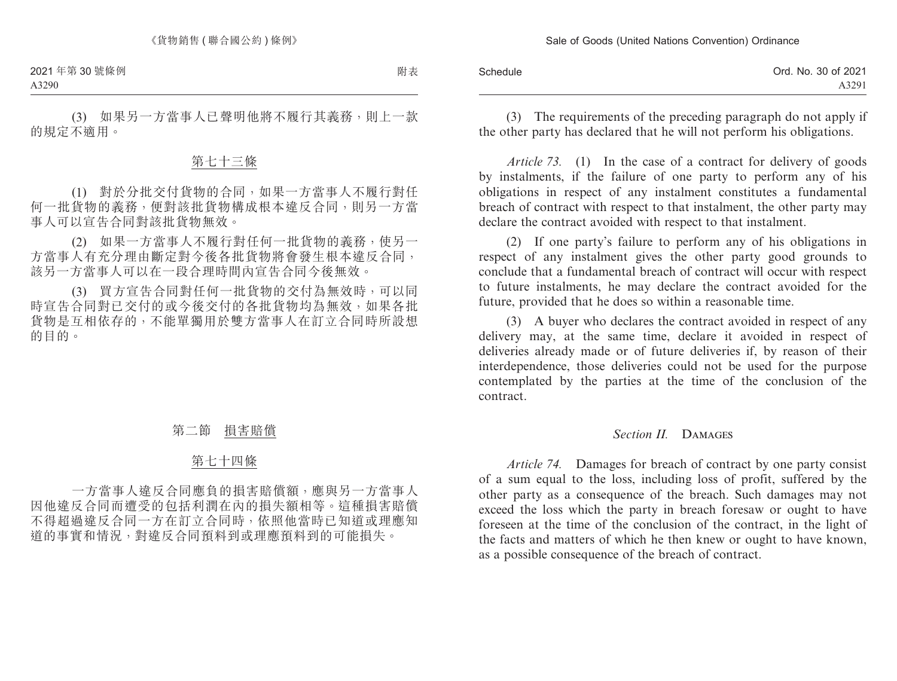(3) 如果另一方當事人已聲明他將不履行其義務，則上一款的規定不適用。

### 第七十三條

(1) 對於分批交付貨物的合同，如果一方當事人不履行對任何一批貨物的義務，便對該批貨物構成根本違反合同，則另一方當事人可以宣告合同對該批貨物無效。

(2) 如果一方當事人不履行對任何一批貨物的義務，使另一方當事人有充分理由斷定對今後各批貨物將會發生根本違反合同，該另一方當事人可以在一段合理時間內宣告合同今後無效。

(3) 買方宣告合同對任何一批貨物的交付為無效時，可以同時宣告合同對已交付的或今後交付的各批貨物均為無效，如果各批貨物是互相依存的，不能單獨用於雙方當事人在訂立合同時所設想的目的。

## 第二節　損害賠償

### 第七十四條

一方當事人違反合同應負的損害賠償額，應與另一方當事人因他違反合同而遭受的包括利潤在內的損失額相等。這種損害賠償不得超過違反合同一方在訂立合同時，依照他當時已知道或理應知道的事實和情況，對違反合同預料到或理應預料到的可能損失。

(3) The requirements of the preceding paragraph do not apply if the other party has declared that he will not perform his obligations.

*Article 73.* (1) In the case of a contract for delivery of goods by instalments, if the failure of one party to perform any of his obligations in respect of any instalment constitutes a fundamental breach of contract with respect to that instalment, the other party may declare the contract avoided with respect to that instalment.

(2) If one party's failure to perform any of his obligations in respect of any instalment gives the other party good grounds to conclude that a fundamental breach of contract will occur with respect to future instalments, he may declare the contract avoided for the future, provided that he does so within a reasonable time.

(3) A buyer who declares the contract avoided in respect of any delivery may, at the same time, declare it avoided in respect of deliveries already made or of future deliveries if, by reason of their interdependence, those deliveries could not be used for the purpose contemplated by the parties at the time of the conclusion of the contract.

## *Section II.* Damages

*Article 74.* Damages for breach of contract by one party consist of a sum equal to the loss, including loss of profit, suffered by the other party as a consequence of the breach. Such damages may not exceed the loss which the party in breach foresaw or ought to have foreseen at the time of the conclusion of the contract, in the light of the facts and matters of which he then knew or ought to have known, as a possible consequence of the breach of contract.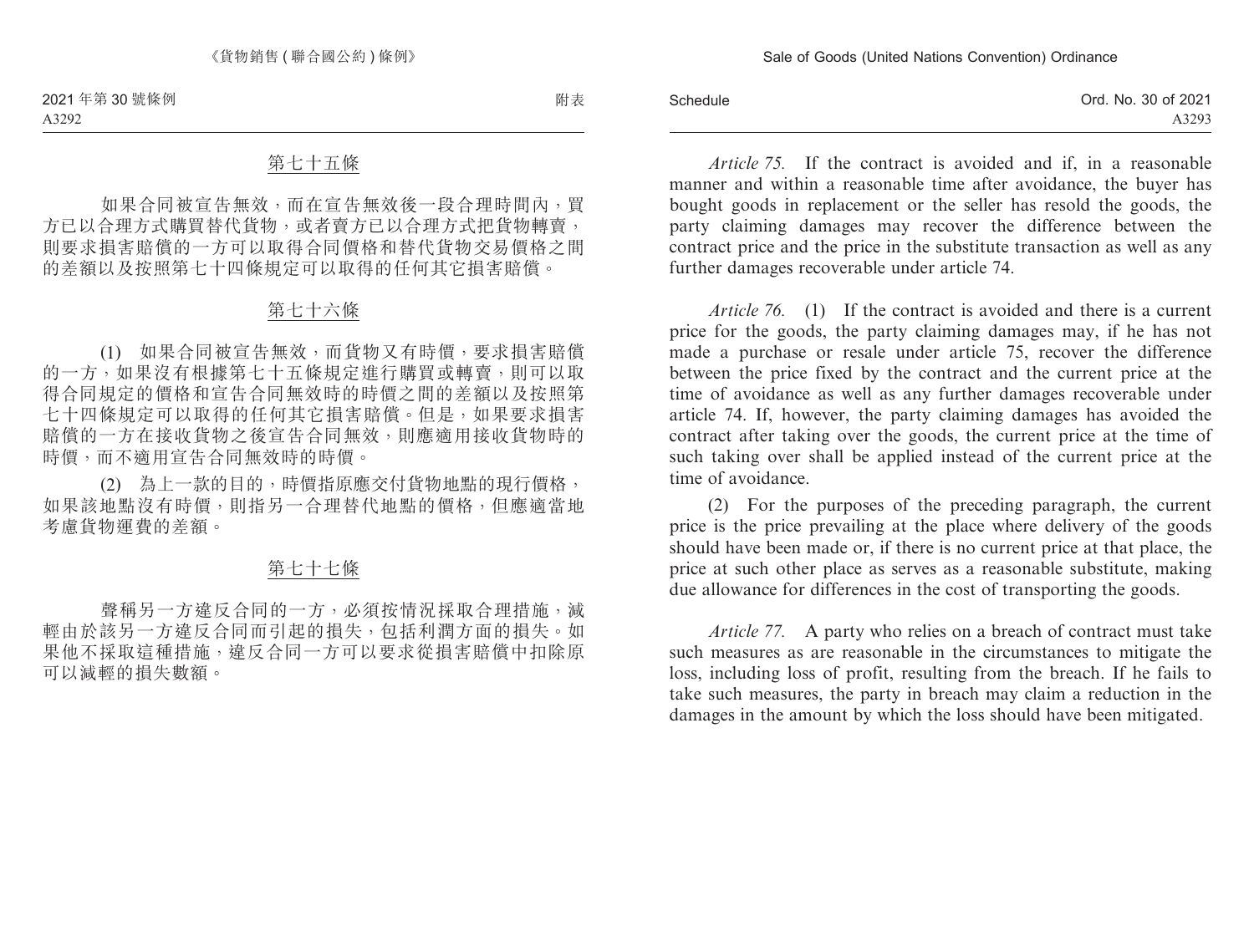## 第七十五條

如果合同被宣告無效，而在宣告無效後一段合理時間內，買方已以合理方式購買替代貨物，或者賣方已以合理方式把貨物轉賣，則要求損害賠償的一方可以取得合同價格和替代貨物交易價格之間的差額以及按照第七十四條規定可以取得的任何其它損害賠償。

## 第七十六條

(1) 如果合同被宣告無效，而貨物又有時價，要求損害賠償的一方，如果沒有根據第七十五條規定進行購買或轉賣，則可以取得合同規定的價格和宣告合同無效時的時價之間的差額以及按照第七十四條規定可以取得的任何其它損害賠償。但是，如果要求損害賠償的一方在接收貨物之後宣告合同無效，則應適用接收貨物時的時價，而不適用宣告合同無效時的時價。

(2) 為上一款的目的，時價指原應交付貨物地點的現行價格，如果該地點沒有時價，則指另一合理替代地點的價格，但應適當地考慮貨物運費的差額。

## 第七十七條

聲稱另一方違反合同的一方，必須按情況採取合理措施，減輕由於該另一方違反合同而引起的損失，包括利潤方面的損失。如果他不採取這種措施，違反合同一方可以要求從損害賠償中扣除原可以減輕的損失數額。

*Article 75.* If the contract is avoided and if, in a reasonable manner and within a reasonable time after avoidance, the buyer has bought goods in replacement or the seller has resold the goods, the party claiming damages may recover the difference between the contract price and the price in the substitute transaction as well as any further damages recoverable under article 74.

*Article 76.* (1) If the contract is avoided and there is a current price for the goods, the party claiming damages may, if he has not made a purchase or resale under article 75, recover the difference between the price fixed by the contract and the current price at the time of avoidance as well as any further damages recoverable under article 74. If, however, the party claiming damages has avoided the contract after taking over the goods, the current price at the time of such taking over shall be applied instead of the current price at the time of avoidance.

(2) For the purposes of the preceding paragraph, the current price is the price prevailing at the place where delivery of the goods should have been made or, if there is no current price at that place, the price at such other place as serves as a reasonable substitute, making due allowance for differences in the cost of transporting the goods.

*Article 77.* A party who relies on a breach of contract must take such measures as are reasonable in the circumstances to mitigate the loss, including loss of profit, resulting from the breach. If he fails to take such measures, the party in breach may claim a reduction in the damages in the amount by which the loss should have been mitigated.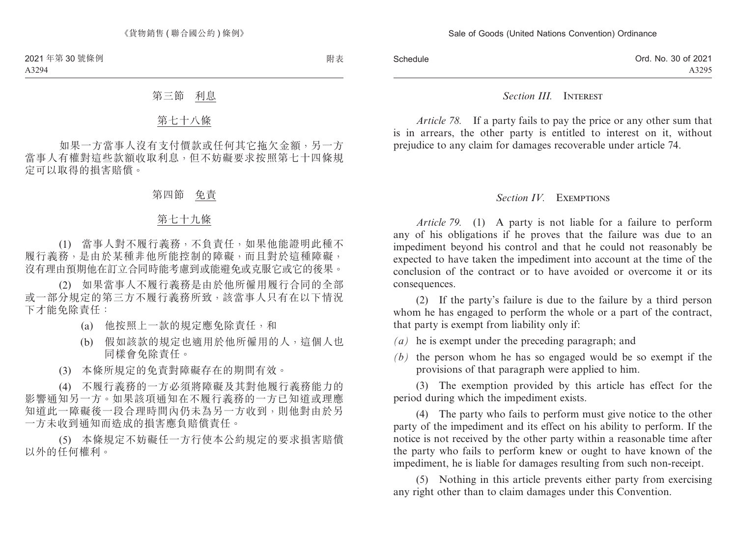## 第三節　利息

### 第七十八條

如果一方當事人沒有支付價款或任何其它拖欠金額，另一方當事人有權對這些款額收取利息，但不妨礙要求按照第七十四條規定可以取得的損害賠償。

## 第四節　免責

### 第七十九條

(1)　當事人對不履行義務，不負責任，如果他能證明此種不履行義務，是由於某種非他所能控制的障礙，而且對於這種障礙，沒有理由預期他在訂立合同時能考慮到或能避免或克服它或它的後果。

(2)　如果當事人不履行義務是由於他所僱用履行合同的全部或一部分規定的第三方不履行義務所致，該當事人只有在以下情況下才能免除責任：

(a)　他按照上一款的規定應免除責任，和

(b)　假如該款的規定也適用於他所僱用的人，這個人也同樣會免除責任。

(3)　本條所規定的免責對障礙存在的期間有效。

(4)　不履行義務的一方必須將障礙及其對他履行義務能力的影響通知另一方。如果該項通知在不履行義務的一方已知道或理應知道此一障礙後一段合理時間內仍未為另一方收到，則他對由於另一方未收到通知而造成的損害應負賠償責任。

(5)　本條規定不妨礙任一方行使本公約規定的要求損害賠償以外的任何權利。

## *Section III.* INTEREST

*Article 78.* If a party fails to pay the price or any other sum that is in arrears, the other party is entitled to interest on it, without prejudice to any claim for damages recoverable under article 74.

## *Section IV.* EXEMPTIONS

*Article 79.* (1) A party is not liable for a failure to perform any of his obligations if he proves that the failure was due to an impediment beyond his control and that he could not reasonably be expected to have taken the impediment into account at the time of the conclusion of the contract or to have avoided or overcome it or its consequences.

(2) If the party's failure is due to the failure by a third person whom he has engaged to perform the whole or a part of the contract, that party is exempt from liability only if:

*(a)* he is exempt under the preceding paragraph; and

*(b)* the person whom he has so engaged would be so exempt if the provisions of that paragraph were applied to him.

(3) The exemption provided by this article has effect for the period during which the impediment exists.

(4) The party who fails to perform must give notice to the other party of the impediment and its effect on his ability to perform. If the notice is not received by the other party within a reasonable time after the party who fails to perform knew or ought to have known of the impediment, he is liable for damages resulting from such non-receipt.

(5) Nothing in this article prevents either party from exercising any right other than to claim damages under this Convention.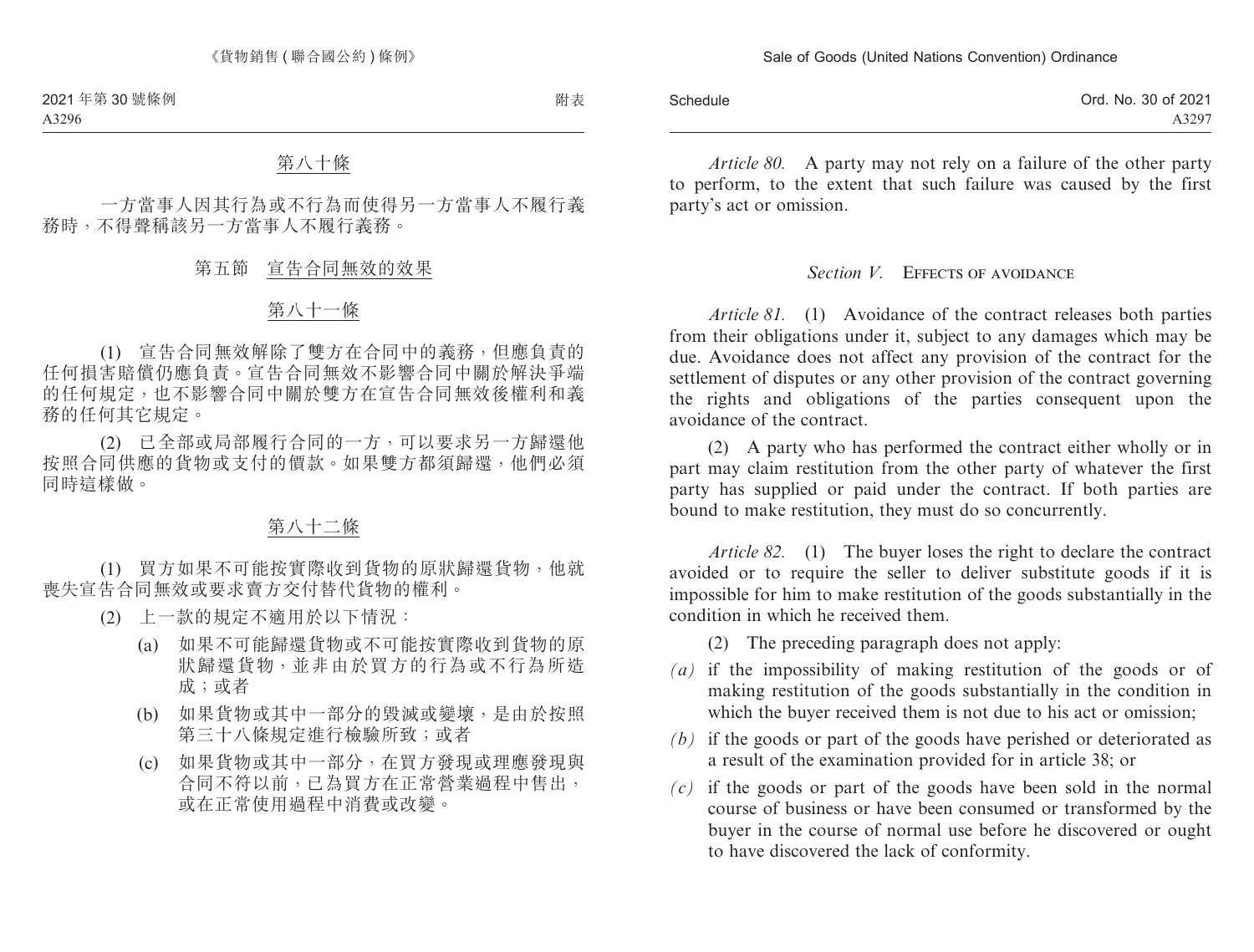第八十條

一方當事人因其行為或不行為而使得另一方當事人不履行義務時，不得聲稱該另一方當事人不履行義務。

## 第五節　宣告合同無效的效果

第八十一條

(1)　宣告合同無效解除了雙方在合同中的義務，但應負責的任何損害賠償仍應負責。宣告合同無效不影響合同中關於解決爭端的任何規定，也不影響合同中關於雙方在宣告合同無效後權利和義務的任何其它規定。

(2)　已全部或局部履行合同的一方，可以要求另一方歸還他按照合同供應的貨物或支付的價款。如果雙方都須歸還，他們必須同時這樣做。

第八十二條

(1)　買方如果不可能按實際收到貨物的原狀歸還貨物，他就喪失宣告合同無效或要求賣方交付替代貨物的權利。

(2)　上一款的規定不適用於以下情況：

(a)　如果不可能歸還貨物或不可能按實際收到貨物的原狀歸還貨物，並非由於買方的行為或不行為所造成；或者

(b)　如果貨物或其中一部分的毀滅或變壞，是由於按照第三十八條規定進行檢驗所致；或者

(c)　如果貨物或其中一部分，在買方發現或理應發現與合同不符以前，已為買方在正常營業過程中售出，或在正常使用過程中消費或改變。

*Article 80.* A party may not rely on a failure of the other party to perform, to the extent that such failure was caused by the first party's act or omission.

## *Section V.* EFFECTS OF AVOIDANCE

*Article 81.* (1) Avoidance of the contract releases both parties from their obligations under it, subject to any damages which may be due. Avoidance does not affect any provision of the contract for the settlement of disputes or any other provision of the contract governing the rights and obligations of the parties consequent upon the avoidance of the contract.

(2) A party who has performed the contract either wholly or in part may claim restitution from the other party of whatever the first party has supplied or paid under the contract. If both parties are bound to make restitution, they must do so concurrently.

*Article 82.* (1) The buyer loses the right to declare the contract avoided or to require the seller to deliver substitute goods if it is impossible for him to make restitution of the goods substantially in the condition in which he received them.

(2) The preceding paragraph does not apply:

*(a)* if the impossibility of making restitution of the goods or of making restitution of the goods substantially in the condition in which the buyer received them is not due to his act or omission;

*(b)* if the goods or part of the goods have perished or deteriorated as a result of the examination provided for in article 38; or

*(c)* if the goods or part of the goods have been sold in the normal course of business or have been consumed or transformed by the buyer in the course of normal use before he discovered or ought to have discovered the lack of conformity.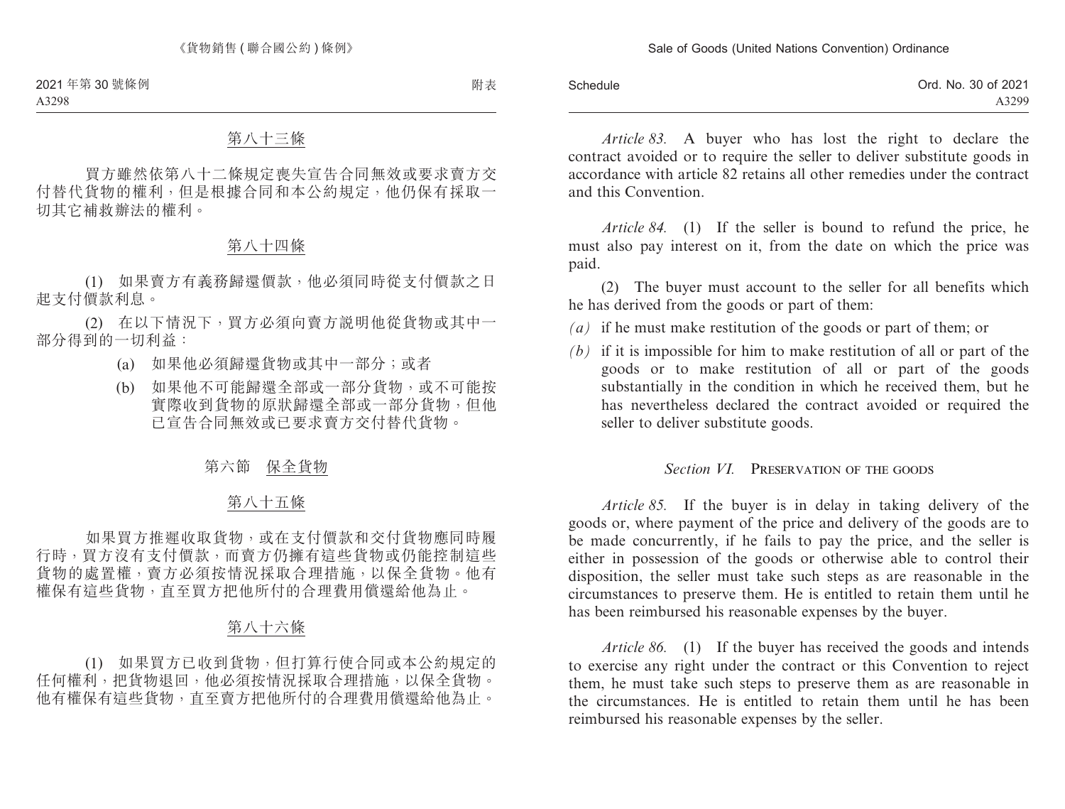### 第八十三條

買方雖然依第八十二條規定喪失宣告合同無效或要求賣方交付替代貨物的權利，但是根據合同和本公約規定，他仍保有採取一切其它補救辦法的權利。

### 第八十四條

(1) 如果賣方有義務歸還價款，他必須同時從支付價款之日起支付價款利息。

(2) 在以下情況下，買方必須向賣方説明他從貨物或其中一部分得到的一切利益：

(a) 如果他必須歸還貨物或其中一部分；或者

(b) 如果他不可能歸還全部或一部分貨物，或不可能按實際收到貨物的原狀歸還全部或一部分貨物，但他已宣告合同無效或已要求賣方交付替代貨物。

## 第六節　保全貨物

### 第八十五條

如果買方推遲收取貨物，或在支付價款和交付貨物應同時履行時，買方沒有支付價款，而賣方仍擁有這些貨物或仍能控制這些貨物的處置權，賣方必須按情況採取合理措施，以保全貨物。他有權保有這些貨物，直至買方把他所付的合理費用償還給他為止。

### 第八十六條

(1) 如果買方已收到貨物，但打算行使合同或本公約規定的任何權利，把貨物退回，他必須按情況採取合理措施，以保全貨物。他有權保有這些貨物，直至賣方把他所付的合理費用償還給他為止。

*Article 83.* A buyer who has lost the right to declare the contract avoided or to require the seller to deliver substitute goods in accordance with article 82 retains all other remedies under the contract and this Convention.

*Article 84.* (1) If the seller is bound to refund the price, he must also pay interest on it, from the date on which the price was paid.

(2) The buyer must account to the seller for all benefits which he has derived from the goods or part of them:

*(a)* if he must make restitution of the goods or part of them; or

*(b)* if it is impossible for him to make restitution of all or part of the goods or to make restitution of all or part of the goods substantially in the condition in which he received them, but he has nevertheless declared the contract avoided or required the seller to deliver substitute goods.

## *Section VI.* PRESERVATION OF THE GOODS

*Article 85.* If the buyer is in delay in taking delivery of the goods or, where payment of the price and delivery of the goods are to be made concurrently, if he fails to pay the price, and the seller is either in possession of the goods or otherwise able to control their disposition, the seller must take such steps as are reasonable in the circumstances to preserve them. He is entitled to retain them until he has been reimbursed his reasonable expenses by the buyer.

*Article 86.* (1) If the buyer has received the goods and intends to exercise any right under the contract or this Convention to reject them, he must take such steps to preserve them as are reasonable in the circumstances. He is entitled to retain them until he has been reimbursed his reasonable expenses by the seller.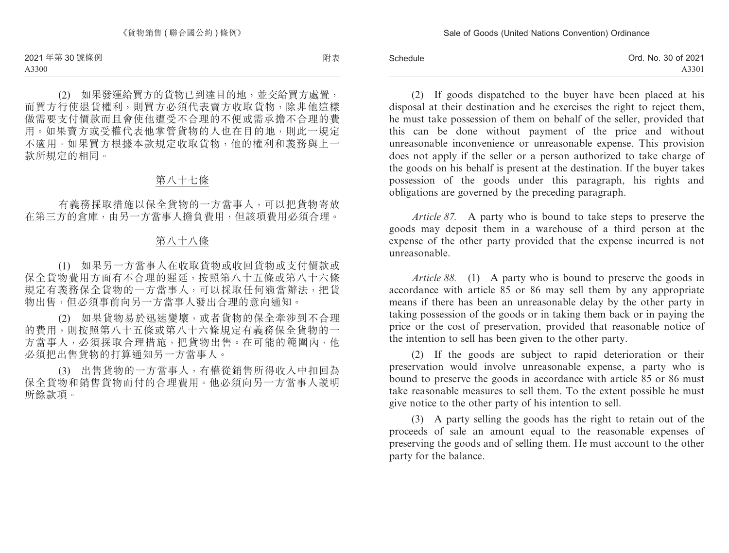(2) 如果發運給買方的貨物已到達目的地，並交給買方處置，而買方行使退貨權利，則買方必須代表賣方收取貨物，除非他這樣做需要支付價款而且會使他遭受不合理的不便或需承擔不合理的費用。如果賣方或受權代表他掌管貨物的人也在目的地，則此一規定不適用。如果買方根據本款規定收取貨物，他的權利和義務與上一款所規定的相同。

## 第八十七條

有義務採取措施以保全貨物的一方當事人，可以把貨物寄放在第三方的倉庫，由另一方當事人擔負費用，但該項費用必須合理。

## 第八十八條

(1) 如果另一方當事人在收取貨物或收回貨物或支付價款或保全貨物費用方面有不合理的遲延，按照第八十五條或第八十六條規定有義務保全貨物的一方當事人，可以採取任何適當辦法，把貨物出售，但必須事前向另一方當事人發出合理的意向通知。

(2) 如果貨物易於迅速變壞，或者貨物的保全牽涉到不合理的費用，則按照第八十五條或第八十六條規定有義務保全貨物的一方當事人，必須採取合理措施，把貨物出售。在可能的範圍內，他必須把出售貨物的打算通知另一方當事人。

(3) 出售貨物的一方當事人，有權從銷售所得收入中扣回為保全貨物和銷售貨物而付的合理費用。他必須向另一方當事人說明所餘款項。

(2) If goods dispatched to the buyer have been placed at his disposal at their destination and he exercises the right to reject them, he must take possession of them on behalf of the seller, provided that this can be done without payment of the price and without unreasonable inconvenience or unreasonable expense. This provision does not apply if the seller or a person authorized to take charge of the goods on his behalf is present at the destination. If the buyer takes possession of the goods under this paragraph, his rights and obligations are governed by the preceding paragraph.

*Article 87.* A party who is bound to take steps to preserve the goods may deposit them in a warehouse of a third person at the expense of the other party provided that the expense incurred is not unreasonable.

*Article 88.* (1) A party who is bound to preserve the goods in accordance with article 85 or 86 may sell them by any appropriate means if there has been an unreasonable delay by the other party in taking possession of the goods or in taking them back or in paying the price or the cost of preservation, provided that reasonable notice of the intention to sell has been given to the other party.

(2) If the goods are subject to rapid deterioration or their preservation would involve unreasonable expense, a party who is bound to preserve the goods in accordance with article 85 or 86 must take reasonable measures to sell them. To the extent possible he must give notice to the other party of his intention to sell.

(3) A party selling the goods has the right to retain out of the proceeds of sale an amount equal to the reasonable expenses of preserving the goods and of selling them. He must account to the other party for the balance.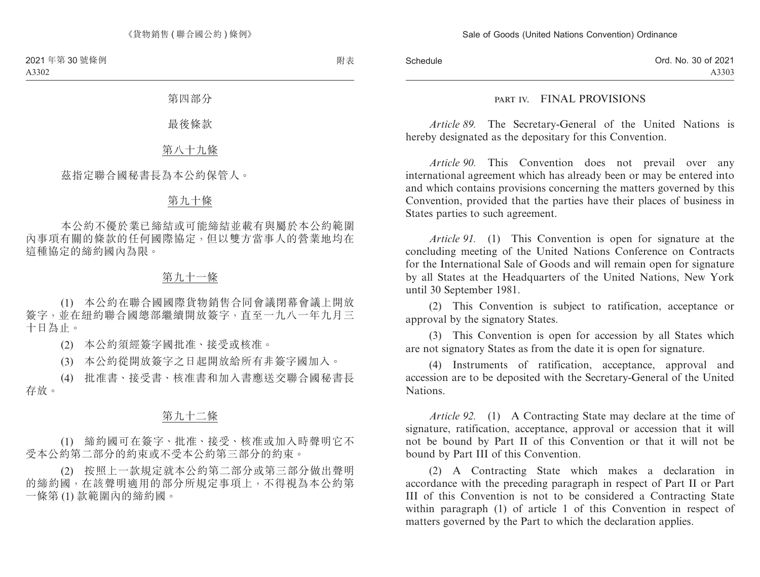## 第四部分

## 最後條款

### 第八十九條

茲指定聯合國秘書長為本公約保管人。

### 第九十條

本公約不優於業已締結或可能締結並載有與屬於本公約範圍內事項有關的條款的任何國際協定，但以雙方當事人的營業地均在這種協定的締約國內為限。

### 第九十一條

(1) 本公約在聯合國國際貨物銷售合同會議閉幕會議上開放簽字，並在紐約聯合國總部繼續開放簽字，直至一九八一年九月三十日為止。

(2) 本公約須經簽字國批准、接受或核准。

(3) 本公約從開放簽字之日起開放給所有非簽字國加入。

(4) 批准書、接受書、核准書和加入書應送交聯合國秘書長存放。

### 第九十二條

(1) 締約國可在簽字、批准、接受、核准或加入時聲明它不受本公約第二部分的約束或不受本公約第三部分的約束。

(2) 按照上一款規定就本公約第二部分或第三部分做出聲明的締約國，在該聲明適用的部分所規定事項上，不得視為本公約第一條第 (1) 款範圍內的締約國。

## PART IV. FINAL PROVISIONS

*Article 89.* The Secretary-General of the United Nations is hereby designated as the depositary for this Convention.

*Article 90.* This Convention does not prevail over any international agreement which has already been or may be entered into and which contains provisions concerning the matters governed by this Convention, provided that the parties have their places of business in States parties to such agreement.

*Article 91.* (1) This Convention is open for signature at the concluding meeting of the United Nations Conference on Contracts for the International Sale of Goods and will remain open for signature by all States at the Headquarters of the United Nations, New York until 30 September 1981.

(2) This Convention is subject to ratification, acceptance or approval by the signatory States.

(3) This Convention is open for accession by all States which are not signatory States as from the date it is open for signature.

(4) Instruments of ratification, acceptance, approval and accession are to be deposited with the Secretary-General of the United Nations.

*Article 92.* (1) A Contracting State may declare at the time of signature, ratification, acceptance, approval or accession that it will not be bound by Part II of this Convention or that it will not be bound by Part III of this Convention.

(2) A Contracting State which makes a declaration in accordance with the preceding paragraph in respect of Part II or Part III of this Convention is not to be considered a Contracting State within paragraph (1) of article 1 of this Convention in respect of matters governed by the Part to which the declaration applies.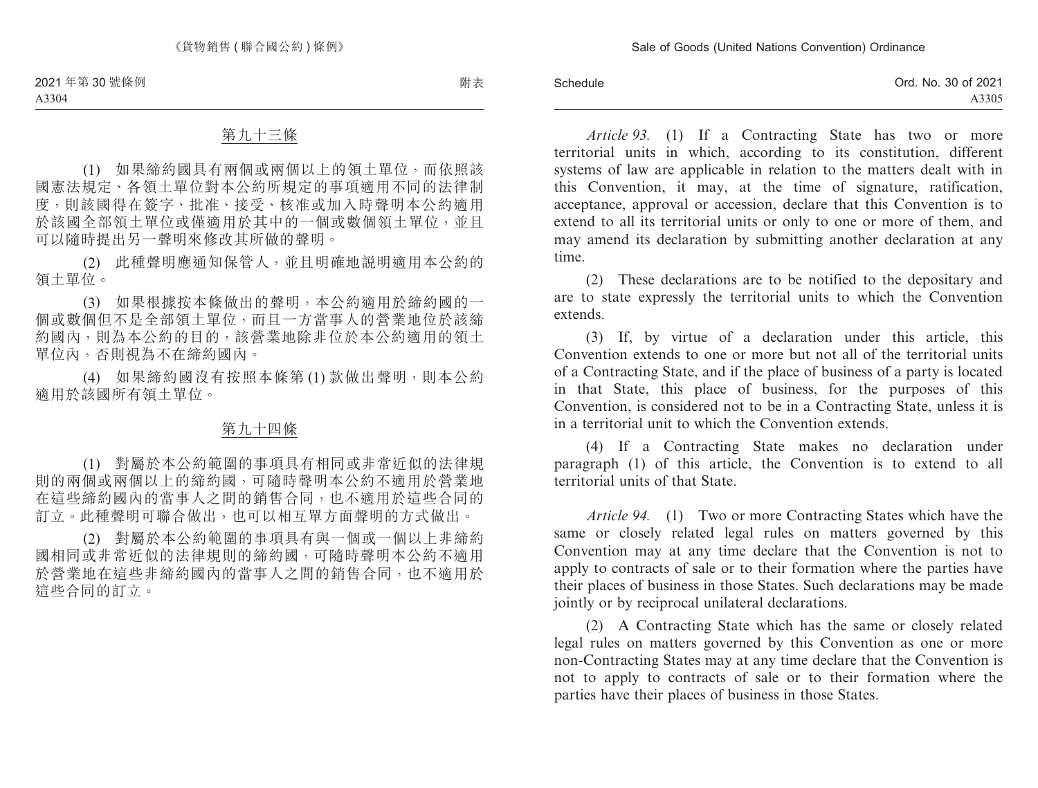## 第九十三條

(1) 如果締約國具有兩個或兩個以上的領土單位，而依照該國憲法規定、各領土單位對本公約所規定的事項適用不同的法律制度，則該國得在簽字、批准、接受、核准或加入時聲明本公約適用於該國全部領土單位或僅適用於其中的一個或數個領土單位，並且可以隨時提出另一聲明來修改其所做的聲明。

(2) 此種聲明應通知保管人，並且明確地說明適用本公約的領土單位。

(3) 如果根據按本條做出的聲明，本公約適用於締約國的一個或數個但不是全部領土單位，而且一方當事人的營業地位於該締約國內，則為本公約的目的，該營業地除非位於本公約適用的領土單位內，否則視為不在締約國內。

(4) 如果締約國沒有按照本條第 (1) 款做出聲明，則本公約適用於該國所有領土單位。

## 第九十四條

(1) 對屬於本公約範圍的事項具有相同或非常近似的法律規則的兩個或兩個以上的締約國，可隨時聲明本公約不適用於營業地在這些締約國內的當事人之間的銷售合同，也不適用於這些合同的訂立。此種聲明可聯合做出，也可以相互單方面聲明的方式做出。

(2) 對屬於本公約範圍的事項具有與一個或一個以上非締約國相同或非常近似的法律規則的締約國，可隨時聲明本公約不適用於營業地在這些非締約國內的當事人之間的銷售合同，也不適用於這些合同的訂立。

*Article 93.* (1) If a Contracting State has two or more territorial units in which, according to its constitution, different systems of law are applicable in relation to the matters dealt with in this Convention, it may, at the time of signature, ratification, acceptance, approval or accession, declare that this Convention is to extend to all its territorial units or only to one or more of them, and may amend its declaration by submitting another declaration at any time.

(2) These declarations are to be notified to the depositary and are to state expressly the territorial units to which the Convention extends.

(3) If, by virtue of a declaration under this article, this Convention extends to one or more but not all of the territorial units of a Contracting State, and if the place of business of a party is located in that State, this place of business, for the purposes of this Convention, is considered not to be in a Contracting State, unless it is in a territorial unit to which the Convention extends.

(4) If a Contracting State makes no declaration under paragraph (1) of this article, the Convention is to extend to all territorial units of that State.

*Article 94.* (1) Two or more Contracting States which have the same or closely related legal rules on matters governed by this Convention may at any time declare that the Convention is not to apply to contracts of sale or to their formation where the parties have their places of business in those States. Such declarations may be made jointly or by reciprocal unilateral declarations.

(2) A Contracting State which has the same or closely related legal rules on matters governed by this Convention as one or more non-Contracting States may at any time declare that the Convention is not to apply to contracts of sale or to their formation where the parties have their places of business in those States.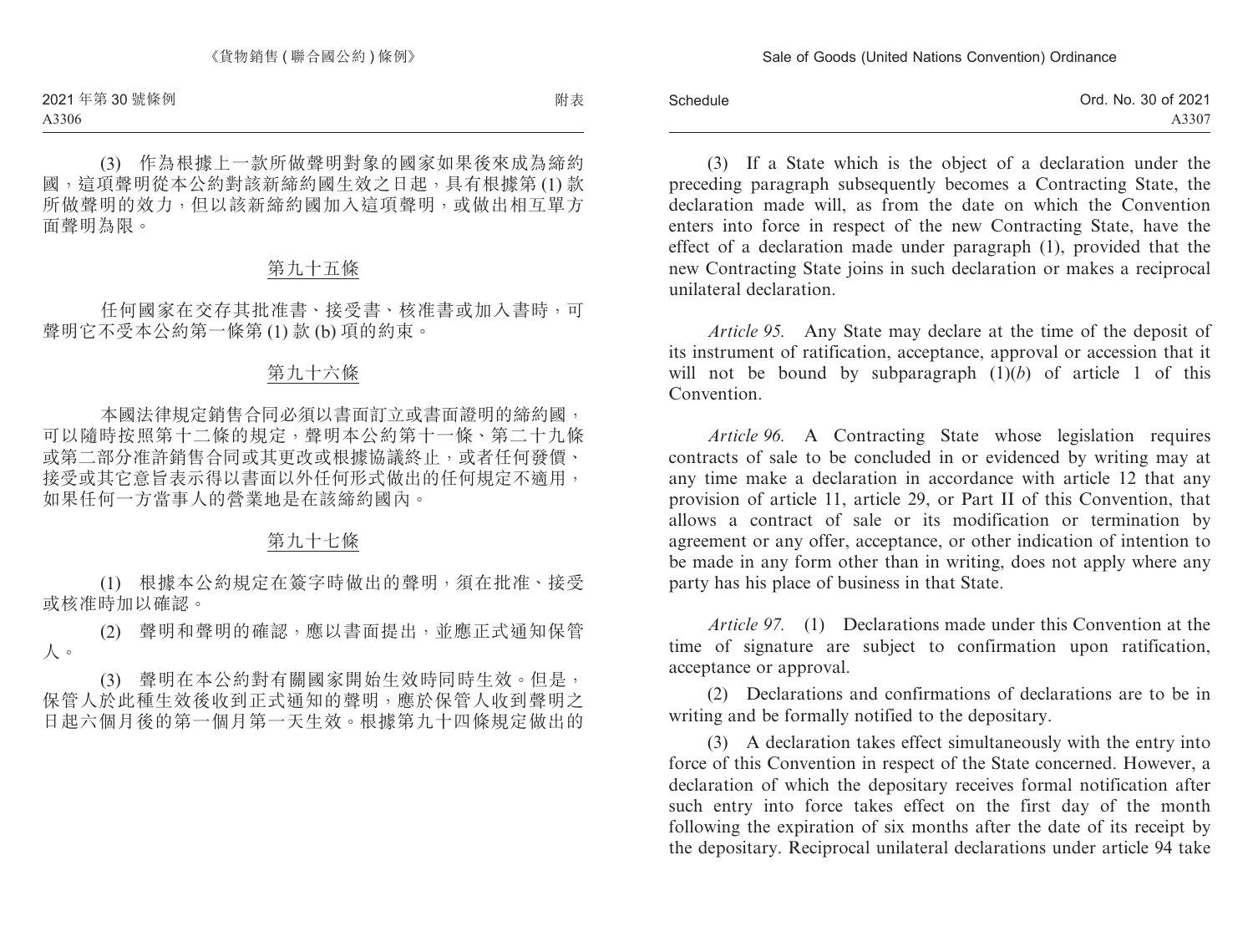(3) 作為根據上一款所做聲明對象的國家如果後來成為締約國，這項聲明從本公約對該新締約國生效之日起，具有根據第 (1) 款所做聲明的效力，但以該新締約國加入這項聲明，或做出相互單方面聲明為限。

## 第九十五條

任何國家在交存其批准書、接受書、核准書或加入書時，可聲明它不受本公約第一條第 (1) 款 (b) 項的約束。

## 第九十六條

本國法律規定銷售合同必須以書面訂立或書面證明的締約國，可以隨時按照第十二條的規定，聲明本公約第十一條、第二十九條或第二部分准許銷售合同或其更改或根據協議終止，或者任何發價、接受或其它意旨表示得以書面以外任何形式做出的任何規定不適用，如果任何一方當事人的營業地是在該締約國內。

## 第九十七條

(1) 根據本公約規定在簽字時做出的聲明，須在批准、接受或核准時加以確認。

(2) 聲明和聲明的確認，應以書面提出，並應正式通知保管人。

(3) 聲明在本公約對有關國家開始生效時同時生效。但是，保管人於此種生效後收到正式通知的聲明，應於保管人收到聲明之日起六個月後的第一個月第一天生效。根據第九十四條規定做出的

(3) If a State which is the object of a declaration under the preceding paragraph subsequently becomes a Contracting State, the declaration made will, as from the date on which the Convention enters into force in respect of the new Contracting State, have the effect of a declaration made under paragraph (1), provided that the new Contracting State joins in such declaration or makes a reciprocal unilateral declaration.

*Article 95.* Any State may declare at the time of the deposit of its instrument of ratification, acceptance, approval or accession that it will not be bound by subparagraph (1)(*b*) of article 1 of this Convention.

*Article 96.* A Contracting State whose legislation requires contracts of sale to be concluded in or evidenced by writing may at any time make a declaration in accordance with article 12 that any provision of article 11, article 29, or Part II of this Convention, that allows a contract of sale or its modification or termination by agreement or any offer, acceptance, or other indication of intention to be made in any form other than in writing, does not apply where any party has his place of business in that State.

*Article 97.* (1) Declarations made under this Convention at the time of signature are subject to confirmation upon ratification, acceptance or approval.

(2) Declarations and confirmations of declarations are to be in writing and be formally notified to the depositary.

(3) A declaration takes effect simultaneously with the entry into force of this Convention in respect of the State concerned. However, a declaration of which the depositary receives formal notification after such entry into force takes effect on the first day of the month following the expiration of six months after the date of its receipt by the depositary. Reciprocal unilateral declarations under article 94 take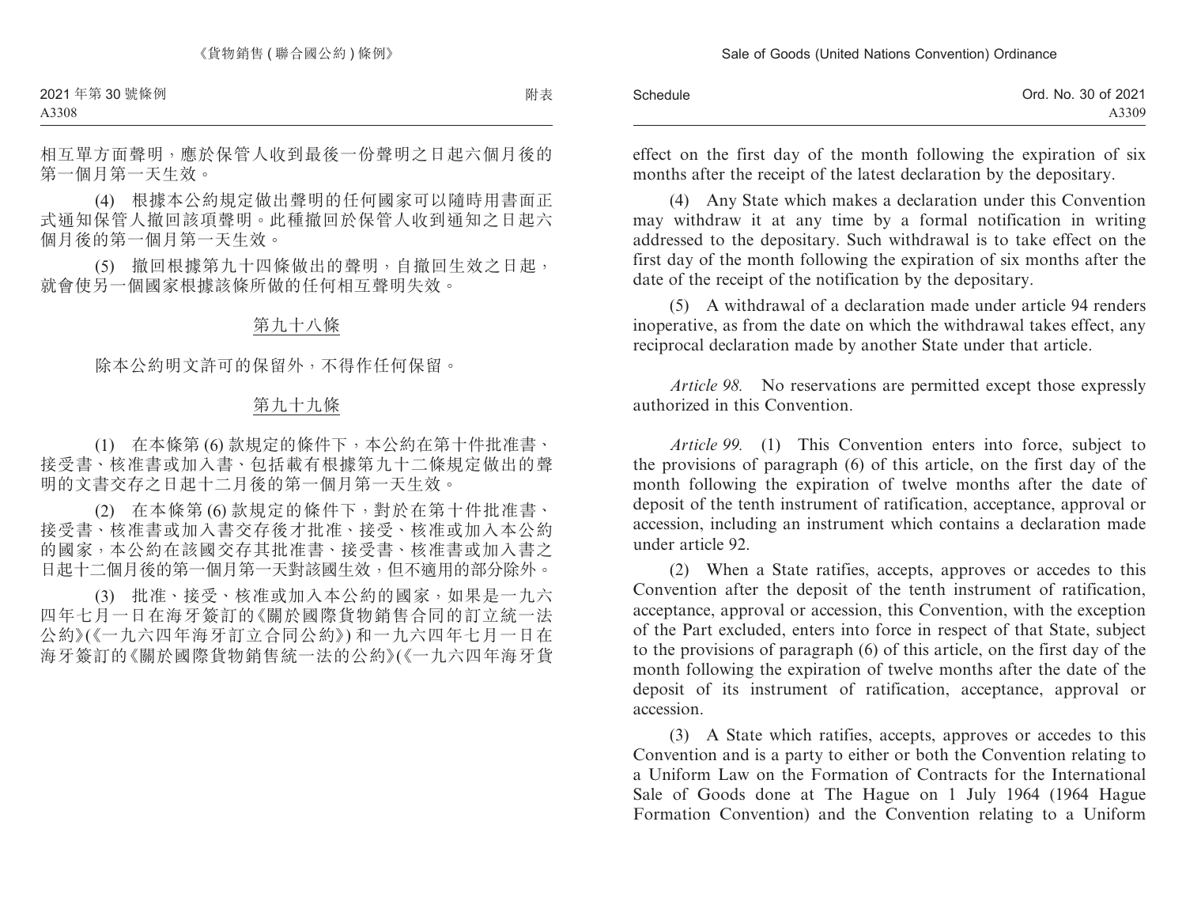相互單方面聲明，應於保管人收到最後一份聲明之日起六個月後的第一個月第一天生效。

(4) 根據本公約規定做出聲明的任何國家可以隨時用書面正式通知保管人撤回該項聲明。此種撤回於保管人收到通知之日起六個月後的第一個月第一天生效。

(5) 撤回根據第九十四條做出的聲明，自撤回生效之日起，就會使另一個國家根據該條所做的任何相互聲明失效。

第九十八條

除本公約明文許可的保留外，不得作任何保留。

第九十九條

(1) 在本條第 (6) 款規定的條件下，本公約在第十件批准書、接受書、核准書或加入書、包括載有根據第九十二條規定做出的聲明的文書交存之日起十二月後的第一個月第一天生效。

(2) 在本條第 (6) 款規定的條件下，對於在第十件批准書、接受書、核准書或加入書交存後才批准、接受、核准或加入本公約的國家，本公約在該國交存其批准書、接受書、核准書或加入書之日起十二個月後的第一個月第一天對該國生效，但不適用的部分除外。

(3) 批准、接受、核准或加入本公約的國家，如果是一九六四年七月一日在海牙簽訂的《關於國際貨物銷售合同的訂立統一法公約》(《一九六四年海牙訂立合同公約》) 和一九六四年七月一日在海牙簽訂的《關於國際貨物銷售統一法的公約》(《一九六四年海牙貨

effect on the first day of the month following the expiration of six months after the receipt of the latest declaration by the depositary.

(4) Any State which makes a declaration under this Convention may withdraw it at any time by a formal notification in writing addressed to the depositary. Such withdrawal is to take effect on the first day of the month following the expiration of six months after the date of the receipt of the notification by the depositary.

(5) A withdrawal of a declaration made under article 94 renders inoperative, as from the date on which the withdrawal takes effect, any reciprocal declaration made by another State under that article.

*Article 98.* No reservations are permitted except those expressly authorized in this Convention.

*Article 99.* (1) This Convention enters into force, subject to the provisions of paragraph (6) of this article, on the first day of the month following the expiration of twelve months after the date of deposit of the tenth instrument of ratification, acceptance, approval or accession, including an instrument which contains a declaration made under article 92.

(2) When a State ratifies, accepts, approves or accedes to this Convention after the deposit of the tenth instrument of ratification, acceptance, approval or accession, this Convention, with the exception of the Part excluded, enters into force in respect of that State, subject to the provisions of paragraph (6) of this article, on the first day of the month following the expiration of twelve months after the date of the deposit of its instrument of ratification, acceptance, approval or accession.

(3) A State which ratifies, accepts, approves or accedes to this Convention and is a party to either or both the Convention relating to a Uniform Law on the Formation of Contracts for the International Sale of Goods done at The Hague on 1 July 1964 (1964 Hague Formation Convention) and the Convention relating to a Uniform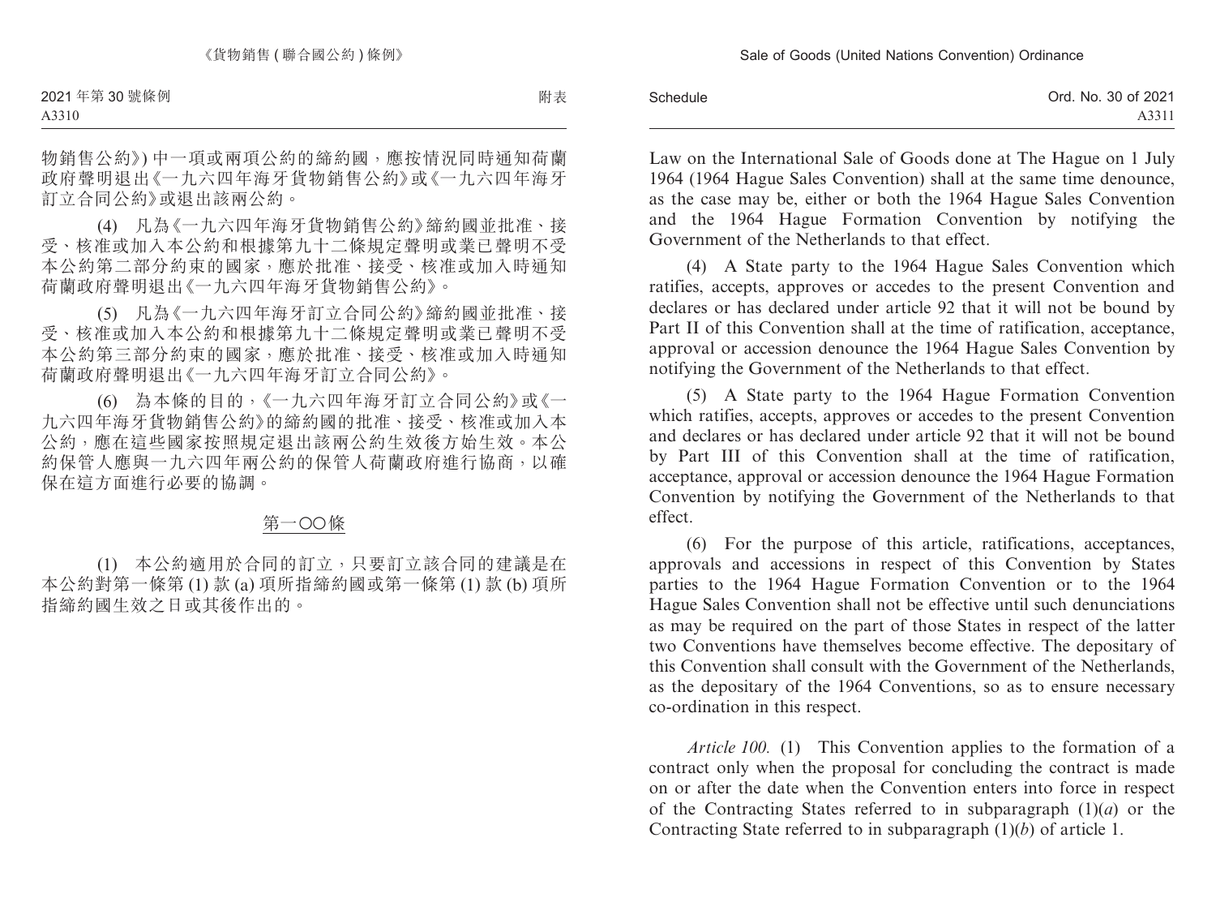物銷售公約》) 中一項或兩項公約的締約國，應按情況同時通知荷蘭政府聲明退出《一九六四年海牙貨物銷售公約》或《一九六四年海牙訂立合同公約》或退出該兩公約。

(4) 凡為《一九六四年海牙貨物銷售公約》締約國並批准、接受、核准或加入本公約和根據第九十二條規定聲明或業已聲明不受本公約第二部分約束的國家，應於批准、接受、核准或加入時通知荷蘭政府聲明退出《一九六四年海牙貨物銷售公約》。

(5) 凡為《一九六四年海牙訂立合同公約》締約國並批准、接受、核准或加入本公約和根據第九十二條規定聲明或業已聲明不受本公約第三部分約束的國家，應於批准、接受、核准或加入時通知荷蘭政府聲明退出《一九六四年海牙訂立合同公約》。

(6) 為本條的目的，《一九六四年海牙訂立合同公約》或《一九六四年海牙貨物銷售公約》的締約國的批准、接受、核准或加入本公約，應在這些國家按照規定退出該兩公約生效後方始生效。本公約保管人應與一九六四年兩公約的保管人荷蘭政府進行協商，以確保在這方面進行必要的協調。

第一○○條

(1) 本公約適用於合同的訂立，只要訂立該合同的建議是在本公約對第一條第 (1) 款 (a) 項所指締約國或第一條第 (1) 款 (b) 項所指締約國生效之日或其後作出的。

Law on the International Sale of Goods done at The Hague on 1 July 1964 (1964 Hague Sales Convention) shall at the same time denounce, as the case may be, either or both the 1964 Hague Sales Convention and the 1964 Hague Formation Convention by notifying the Government of the Netherlands to that effect.

(4) A State party to the 1964 Hague Sales Convention which ratifies, accepts, approves or accedes to the present Convention and declares or has declared under article 92 that it will not be bound by Part II of this Convention shall at the time of ratification, acceptance, approval or accession denounce the 1964 Hague Sales Convention by notifying the Government of the Netherlands to that effect.

(5) A State party to the 1964 Hague Formation Convention which ratifies, accepts, approves or accedes to the present Convention and declares or has declared under article 92 that it will not be bound by Part III of this Convention shall at the time of ratification, acceptance, approval or accession denounce the 1964 Hague Formation Convention by notifying the Government of the Netherlands to that effect.

(6) For the purpose of this article, ratifications, acceptances, approvals and accessions in respect of this Convention by States parties to the 1964 Hague Formation Convention or to the 1964 Hague Sales Convention shall not be effective until such denunciations as may be required on the part of those States in respect of the latter two Conventions have themselves become effective. The depositary of this Convention shall consult with the Government of the Netherlands, as the depositary of the 1964 Conventions, so as to ensure necessary co-ordination in this respect.

*Article 100.* (1) This Convention applies to the formation of a contract only when the proposal for concluding the contract is made on or after the date when the Convention enters into force in respect of the Contracting States referred to in subparagraph (1)(*a*) or the Contracting State referred to in subparagraph (1)(*b*) of article 1.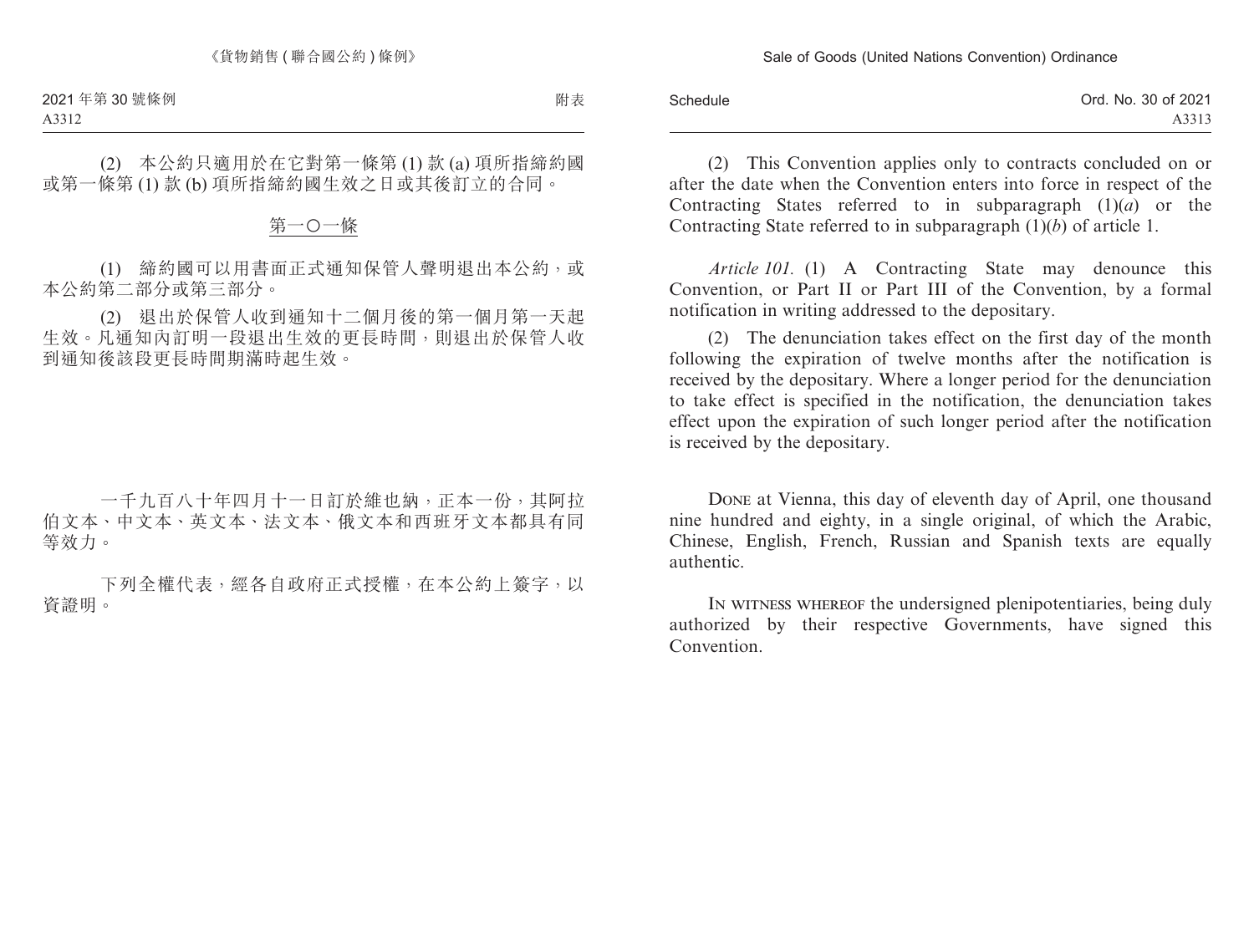(2) 本公約只適用於在它對第一條第 (1) 款 (a) 項所指締約國或第一條第 (1) 款 (b) 項所指締約國生效之日或其後訂立的合同。

## 第一〇一條

(1) 締約國可以用書面正式通知保管人聲明退出本公約，或本公約第二部分或第三部分。

(2) 退出於保管人收到通知十二個月後的第一個月第一天起生效。凡通知內訂明一段退出生效的更長時間，則退出於保管人收到通知後該段更長時間期滿時起生效。

一千九百八十年四月十一日訂於維也納，正本一份，其阿拉伯文本、中文本、英文本、法文本、俄文本和西班牙文本都具有同等效力。

下列全權代表，經各自政府正式授權，在本公約上簽字，以資證明。

(2) This Convention applies only to contracts concluded on or after the date when the Convention enters into force in respect of the Contracting States referred to in subparagraph (1)(*a*) or the Contracting State referred to in subparagraph (1)(*b*) of article 1.

*Article 101.* (1) A Contracting State may denounce this Convention, or Part II or Part III of the Convention, by a formal notification in writing addressed to the depositary.

(2) The denunciation takes effect on the first day of the month following the expiration of twelve months after the notification is received by the depositary. Where a longer period for the denunciation to take effect is specified in the notification, the denunciation takes effect upon the expiration of such longer period after the notification is received by the depositary.

Done at Vienna, this day of eleventh day of April, one thousand nine hundred and eighty, in a single original, of which the Arabic, Chinese, English, French, Russian and Spanish texts are equally authentic.

In witness whereof the undersigned plenipotentiaries, being duly authorized by their respective Governments, have signed this Convention.